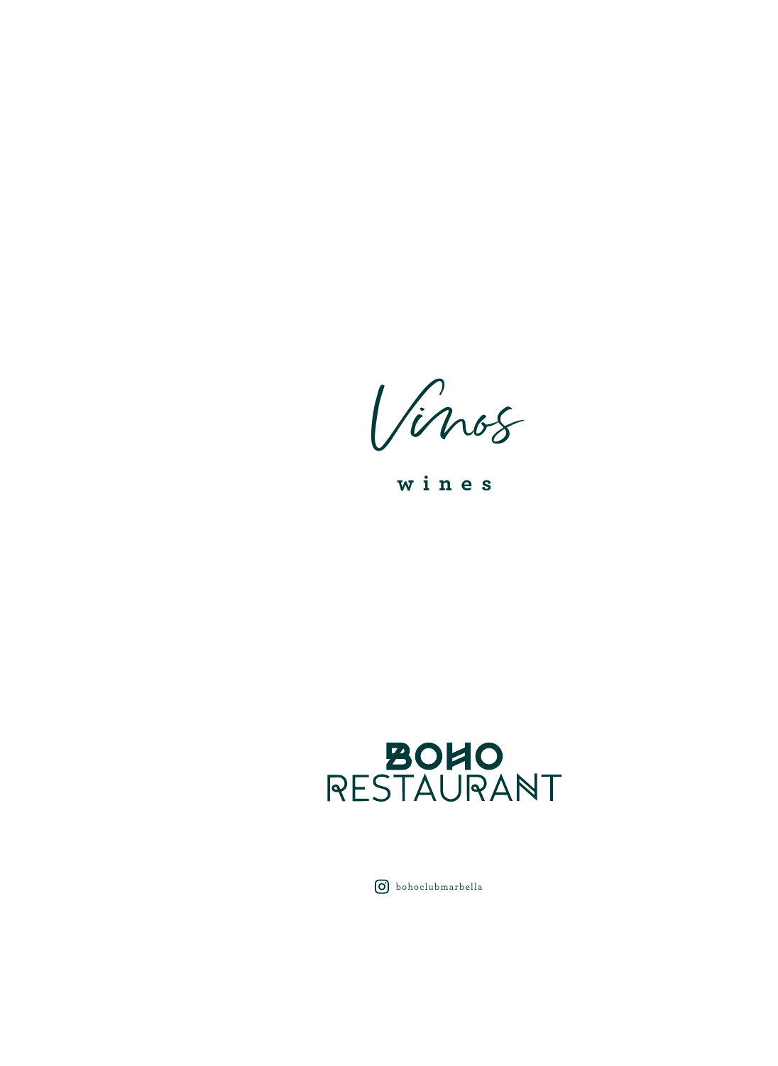# Vinos

**wines**

BOHO RESTAURANT

bohoclubmarbella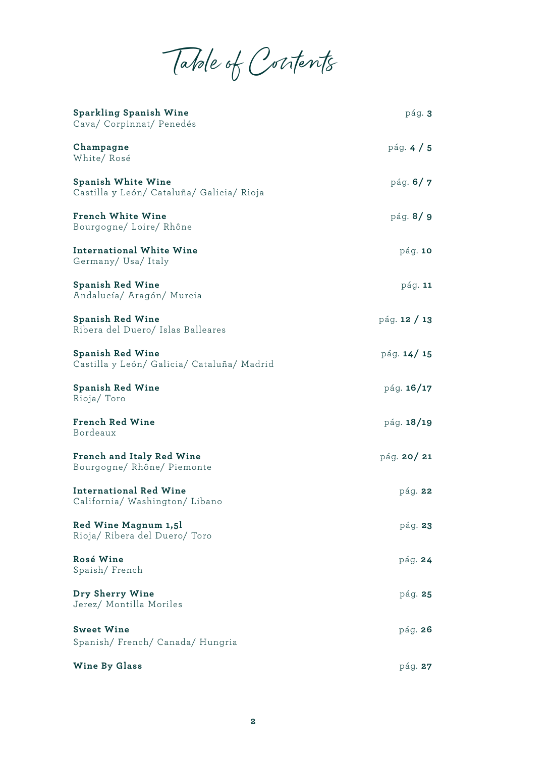# Table of Contents

**Sparkling Spanish Wine** — pág. **3**
Cava/ Corpinnat/ Penedés

**Champagne** — pág. **4 / 5**
White/ Rosé

**Spanish White Wine** — pág. **6/ 7**
Castilla y León/ Cataluña/ Galicia/ Rioja

**French White Wine** — pág. **8/ 9**
Bourgogne/ Loire/ Rhône

**International White Wine** — pág. **10**
Germany/ Usa/ Italy

**Spanish Red Wine** — pág. **11**
Andalucía/ Aragón/ Murcia

**Spanish Red Wine** — pág. **12 / 13**
Ribera del Duero/ Islas Balleares

**Spanish Red Wine** — pág. **14/ 15**
Castilla y León/ Galicia/ Cataluña/ Madrid

**Spanish Red Wine** — pág. **16/17**
Rioja/ Toro

**French Red Wine** — pág. **18/19**
Bordeaux

**French and Italy Red Wine** — pág. **20/ 21**
Bourgogne/ Rhône/ Piemonte

**International Red Wine** — pág. **22**
California/ Washington/ Libano

**Red Wine Magnum 1,5l** — pág. **23**
Rioja/ Ribera del Duero/ Toro

**Rosé Wine** — pág. **24**
Spaish/ French

**Dry Sherry Wine** — pág. **25**
Jerez/ Montilla Moriles

**Sweet Wine** — pág. **26**
Spanish/ French/ Canada/ Hungria

**Wine By Glass** — pág. **27**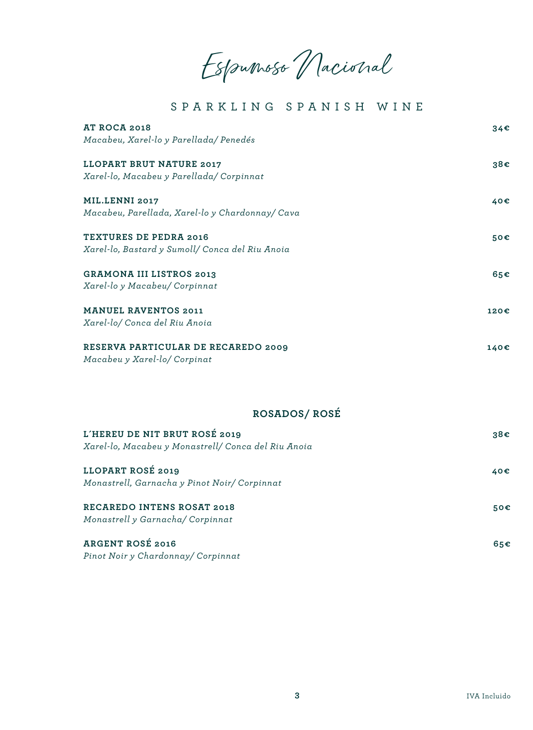# Espumoso Nacional

## SPARKLING SPANISH WINE

**AT ROCA 2018** — **34€**
*Macabeu, Xarel-lo y Parellada/ Penedés*

**LLOPART BRUT NATURE 2017** — **38€**
*Xarel-lo, Macabeu y Parellada/ Corpinnat*

**MIL.LENNI 2017** — **40€**
*Macabeu, Parellada, Xarel-lo y Chardonnay/ Cava*

**TEXTURES DE PEDRA 2016** — **50€**
*Xarel-lo, Bastard y Sumoll/ Conca del Riu Anoia*

**GRAMONA III LISTROS 2013** — **65€**
*Xarel-lo y Macabeu/ Corpinnat*

**MANUEL RAVENTOS 2011** — **120€**
*Xarel-lo/ Conca del Riu Anoia*

**RESERVA PARTICULAR DE RECAREDO 2009** — **140€**
*Macabeu y Xarel-lo/ Corpinat*

### ROSADOS/ ROSÉ

**L´HEREU DE NIT BRUT ROSÉ 2019** — **38€**
*Xarel-lo, Macabeu y Monastrell/ Conca del Riu Anoia*

**LLOPART ROSÉ 2019** — **40€**
*Monastrell, Garnacha y Pinot Noir/ Corpinnat*

**RECAREDO INTENS ROSAT 2018** — **50€**
*Monastrell y Garnacha/ Corpinnat*

**ARGENT ROSÉ 2016** — **65€**
*Pinot Noir y Chardonnay/ Corpinnat*

IVA Incluido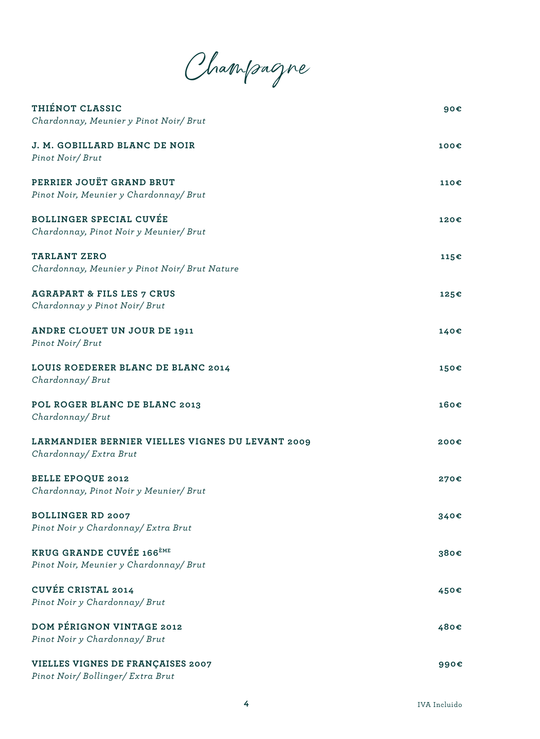# Champagne

**THIÉNOT CLASSIC** — **90€**
*Chardonnay, Meunier y Pinot Noir/ Brut*

**J. M. GOBILLARD BLANC DE NOIR** — **100€**
*Pinot Noir/ Brut*

**PERRIER JOUËT GRAND BRUT** — **110€**
*Pinot Noir, Meunier y Chardonnay/ Brut*

**BOLLINGER SPECIAL CUVÉE** — **120€**
*Chardonnay, Pinot Noir y Meunier/ Brut*

**TARLANT ZERO** — **115€**
*Chardonnay, Meunier y Pinot Noir/ Brut Nature*

**AGRAPART & FILS LES 7 CRUS** — **125€**
*Chardonnay y Pinot Noir/ Brut*

**ANDRE CLOUET UN JOUR DE 1911** — **140€**
*Pinot Noir/ Brut*

**LOUIS ROEDERER BLANC DE BLANC 2014** — **150€**
*Chardonnay/ Brut*

**POL ROGER BLANC DE BLANC 2013** — **160€**
*Chardonnay/ Brut*

**LARMANDIER BERNIER VIELLES VIGNES DU LEVANT 2009** — **200€**
*Chardonnay/ Extra Brut*

**BELLE EPOQUE 2012** — **270€**
*Chardonnay, Pinot Noir y Meunier/ Brut*

**BOLLINGER RD 2007** — **340€**
*Pinot Noir y Chardonnay/ Extra Brut*

**KRUG GRANDE CUVÉE 166ÈME** — **380€**
*Pinot Noir, Meunier y Chardonnay/ Brut*

**CUVÉE CRISTAL 2014** — **450€**
*Pinot Noir y Chardonnay/ Brut*

**DOM PÉRIGNON VINTAGE 2012** — **480€**
*Pinot Noir y Chardonnay/ Brut*

**VIELLES VIGNES DE FRANÇAISES 2007** — **990€**
*Pinot Noir/ Bollinger/ Extra Brut*

IVA Incluido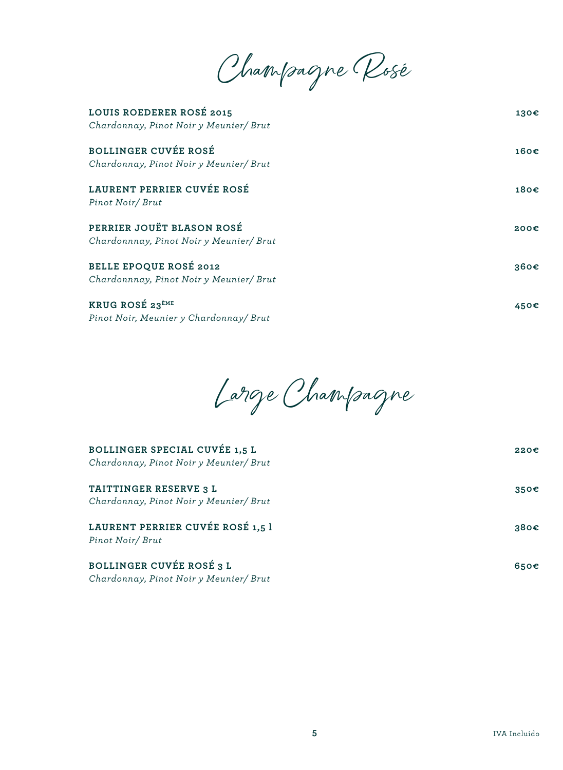# Champagne Rosé

**LOUIS ROEDERER ROSÉ 2015** — **130€**
*Chardonnay, Pinot Noir y Meunier/ Brut*

**BOLLINGER CUVÉE ROSÉ** — **160€**
*Chardonnay, Pinot Noir y Meunier/ Brut*

**LAURENT PERRIER CUVÉE ROSÉ** — **180€**
*Pinot Noir/ Brut*

**PERRIER JOUËT BLASON ROSÉ** — **200€**
*Chardonnnay, Pinot Noir y Meunier/ Brut*

**BELLE EPOQUE ROSÉ 2012** — **360€**
*Chardonnnay, Pinot Noir y Meunier/ Brut*

**KRUG ROSÉ 23ÈME** — **450€**
*Pinot Noir, Meunier y Chardonnay/ Brut*

# Large Champagne

**BOLLINGER SPECIAL CUVÉE 1,5 L** — **220€**
*Chardonnay, Pinot Noir y Meunier/ Brut*

**TAITTINGER RESERVE 3 L** — **350€**
*Chardonnay, Pinot Noir y Meunier/ Brut*

**LAURENT PERRIER CUVÉE ROSÉ 1,5 l** — **380€**
*Pinot Noir/ Brut*

**BOLLINGER CUVÉE ROSÉ 3 L** — **650€**
*Chardonnay, Pinot Noir y Meunier/ Brut*

IVA Incluido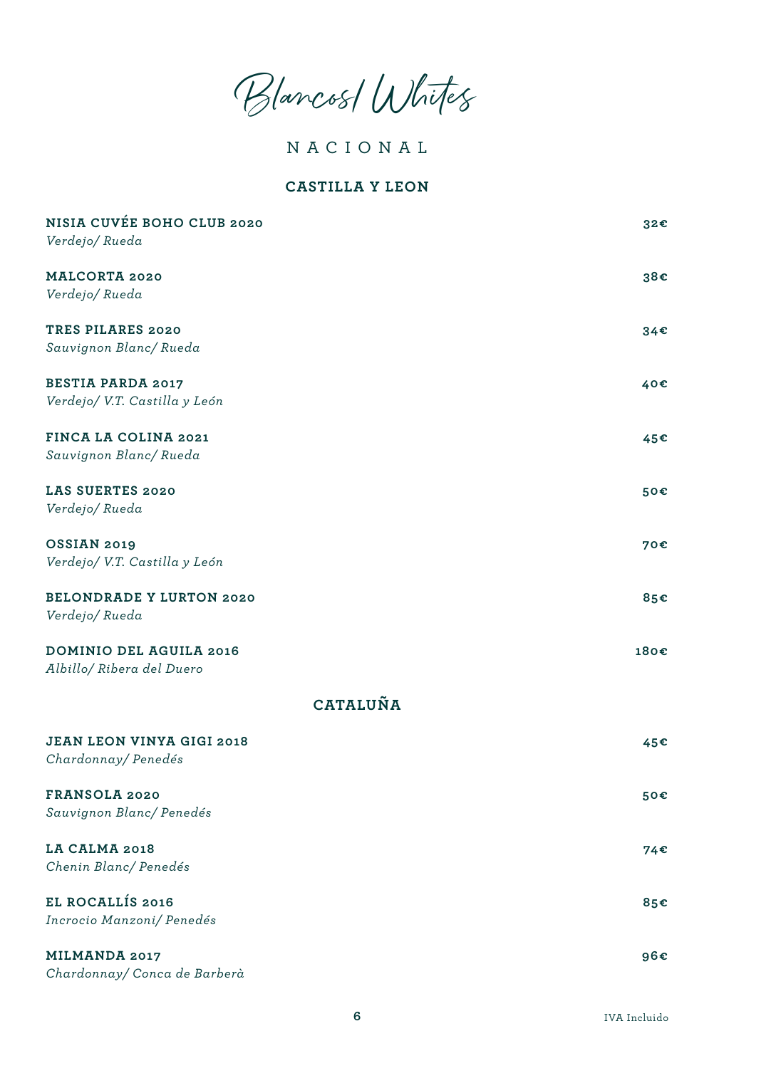# Blancos/ Whites

## NACIONAL

### CASTILLA Y LEON

**NISIA CUVÉE BOHO CLUB 2020** — **32€**
*Verdejo/ Rueda*

**MALCORTA 2020** — **38€**
*Verdejo/ Rueda*

**TRES PILARES 2020** — **34€**
*Sauvignon Blanc/ Rueda*

**BESTIA PARDA 2017** — **40€**
*Verdejo/ V.T. Castilla y León*

**FINCA LA COLINA 2021** — **45€**
*Sauvignon Blanc/ Rueda*

**LAS SUERTES 2020** — **50€**
*Verdejo/ Rueda*

**OSSIAN 2019** — **70€**
*Verdejo/ V.T. Castilla y León*

**BELONDRADE Y LURTON 2020** — **85€**
*Verdejo/ Rueda*

**DOMINIO DEL AGUILA 2016** — **180€**
*Albillo/ Ribera del Duero*

### CATALUÑA

**JEAN LEON VINYA GIGI 2018** — **45€**
*Chardonnay/ Penedés*

**FRANSOLA 2020** — **50€**
*Sauvignon Blanc/ Penedés*

**LA CALMA 2018** — **74€**
*Chenin Blanc/ Penedés*

**EL ROCALLÍS 2016** — **85€**
*Incrocio Manzoni/ Penedés*

**MILMANDA 2017** — **96€**
*Chardonnay/ Conca de Barberà*

IVA Incluido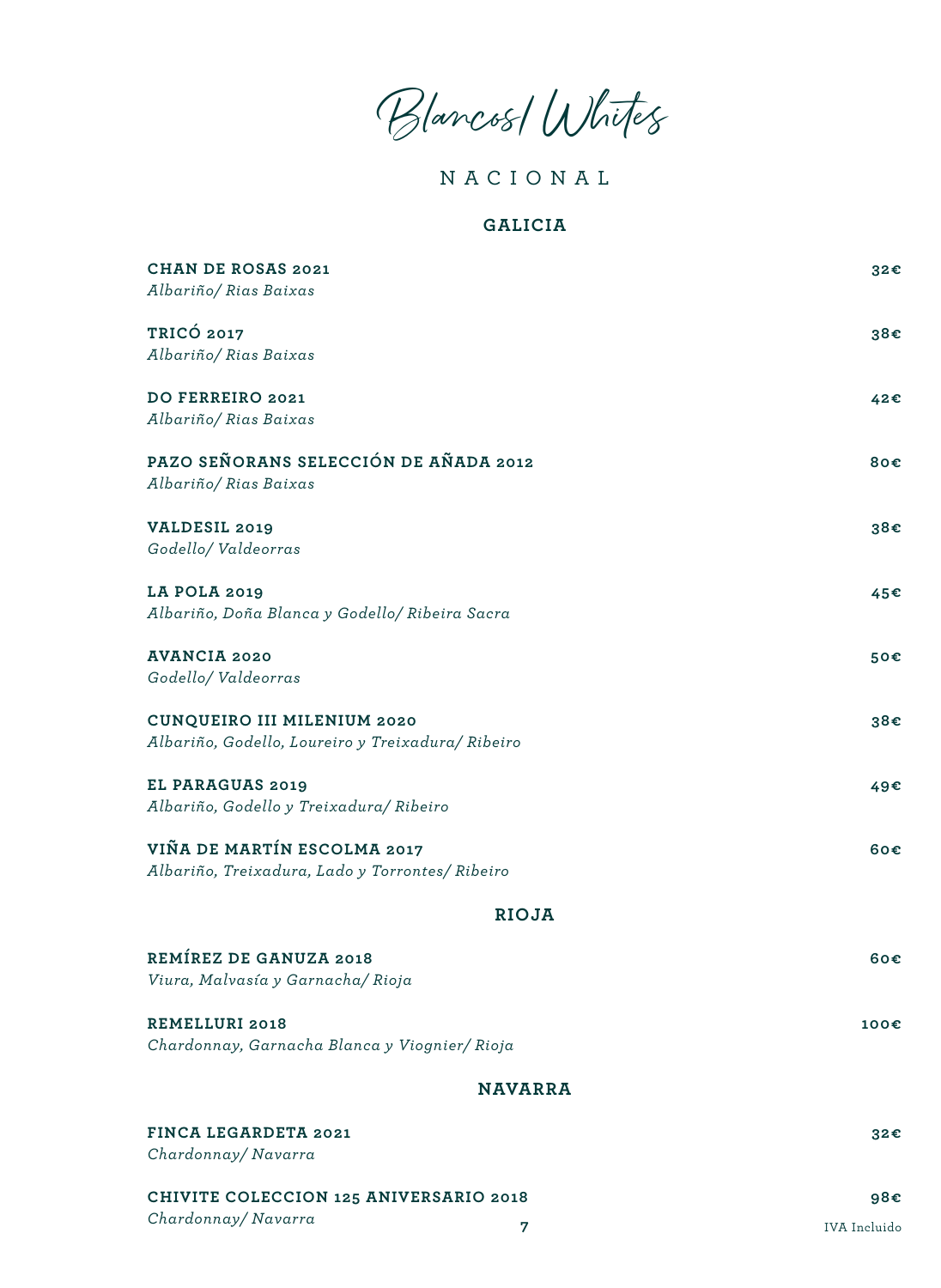# Blancos/ Whites

## NACIONAL

### GALICIA

**CHAN DE ROSAS 2021** — **32€**
*Albariño/ Rias Baixas*

**TRICÓ 2017** — **38€**
*Albariño/ Rias Baixas*

**DO FERREIRO 2021** — **42€**
*Albariño/ Rias Baixas*

**PAZO SEÑORANS SELECCIÓN DE AÑADA 2012** — **80€**
*Albariño/ Rias Baixas*

**VALDESIL 2019** — **38€**
*Godello/ Valdeorras*

**LA POLA 2019** — **45€**
*Albariño, Doña Blanca y Godello/ Ribeira Sacra*

**AVANCIA 2020** — **50€**
*Godello/ Valdeorras*

**CUNQUEIRO III MILENIUM 2020** — **38€**
*Albariño, Godello, Loureiro y Treixadura/ Ribeiro*

**EL PARAGUAS 2019** — **49€**
*Albariño, Godello y Treixadura/ Ribeiro*

**VIÑA DE MARTÍN ESCOLMA 2017** — **60€**
*Albariño, Treixadura, Lado y Torrontes/ Ribeiro*

### RIOJA

**REMÍREZ DE GANUZA 2018** — **60€**
*Viura, Malvasía y Garnacha/ Rioja*

**REMELLURI 2018** — **100€**
*Chardonnay, Garnacha Blanca y Viognier/ Rioja*

### NAVARRA

**FINCA LEGARDETA 2021** — **32€**
*Chardonnay/ Navarra*

**CHIVITE COLECCION 125 ANIVERSARIO 2018** — **98€**
*Chardonnay/ Navarra*

IVA Incluido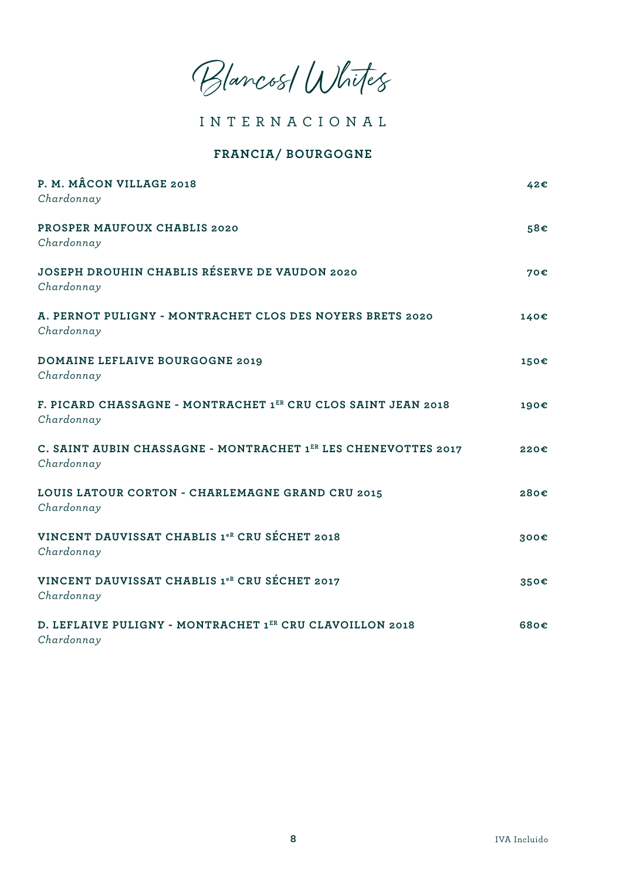# Blancos/ Whites

## INTERNACIONAL

### FRANCIA/ BOURGOGNE

| | |
|---|---|
| **P. M. MÂCON VILLAGE 2018**<br>*Chardonnay* | **42€** |
| **PROSPER MAUFOUX CHABLIS 2020**<br>*Chardonnay* | **58€** |
| **JOSEPH DROUHIN CHABLIS RÉSERVE DE VAUDON 2020**<br>*Chardonnay* | **70€** |
| **A. PERNOT PULIGNY - MONTRACHET CLOS DES NOYERS BRETS 2020**<br>*Chardonnay* | **140€** |
| **DOMAINE LEFLAIVE BOURGOGNE 2019**<br>*Chardonnay* | **150€** |
| **F. PICARD CHASSAGNE - MONTRACHET 1ER CRU CLOS SAINT JEAN 2018**<br>*Chardonnay* | **190€** |
| **C. SAINT AUBIN CHASSAGNE - MONTRACHET 1ER LES CHENEVOTTES 2017**<br>*Chardonnay* | **220€** |
| **LOUIS LATOUR CORTON - CHARLEMAGNE GRAND CRU 2015**<br>*Chardonnay* | **280€** |
| **VINCENT DAUVISSAT CHABLIS 1eR CRU SÉCHET 2018**<br>*Chardonnay* | **300€** |
| **VINCENT DAUVISSAT CHABLIS 1eR CRU SÉCHET 2017**<br>*Chardonnay* | **350€** |
| **D. LEFLAIVE PULIGNY - MONTRACHET 1ER CRU CLAVOILLON 2018**<br>*Chardonnay* | **680€** |

IVA Incluido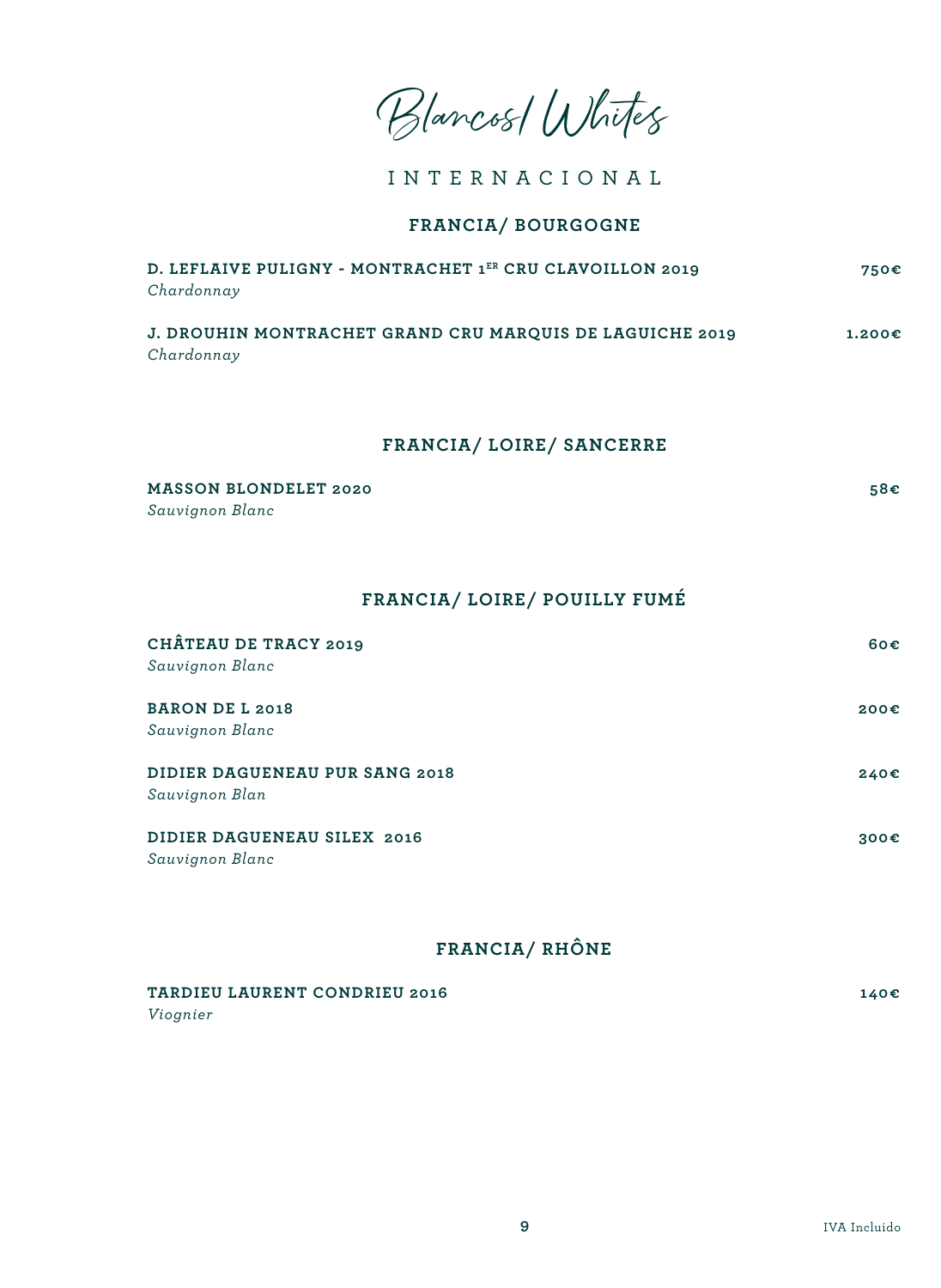# Blancos/ Whites

## INTERNACIONAL

### FRANCIA/ BOURGOGNE

**D. LEFLAIVE PULIGNY - MONTRACHET 1[ER] CRU CLAVOILLON 2019** — **750€**
*Chardonnay*

**J. DROUHIN MONTRACHET GRAND CRU MARQUIS DE LAGUICHE 2019** — **1.200€**
*Chardonnay*

### FRANCIA/ LOIRE/ SANCERRE

**MASSON BLONDELET 2020** — **58€**
*Sauvignon Blanc*

### FRANCIA/ LOIRE/ POUILLY FUMÉ

**CHÂTEAU DE TRACY 2019** — **60€**
*Sauvignon Blanc*

**BARON DE L 2018** — **200€**
*Sauvignon Blanc*

**DIDIER DAGUENEAU PUR SANG 2018** — **240€**
*Sauvignon Blan*

**DIDIER DAGUENEAU SILEX 2016** — **300€**
*Sauvignon Blanc*

### FRANCIA/ RHÔNE

**TARDIEU LAURENT CONDRIEU 2016** — **140€**
*Viognier*

IVA Incluido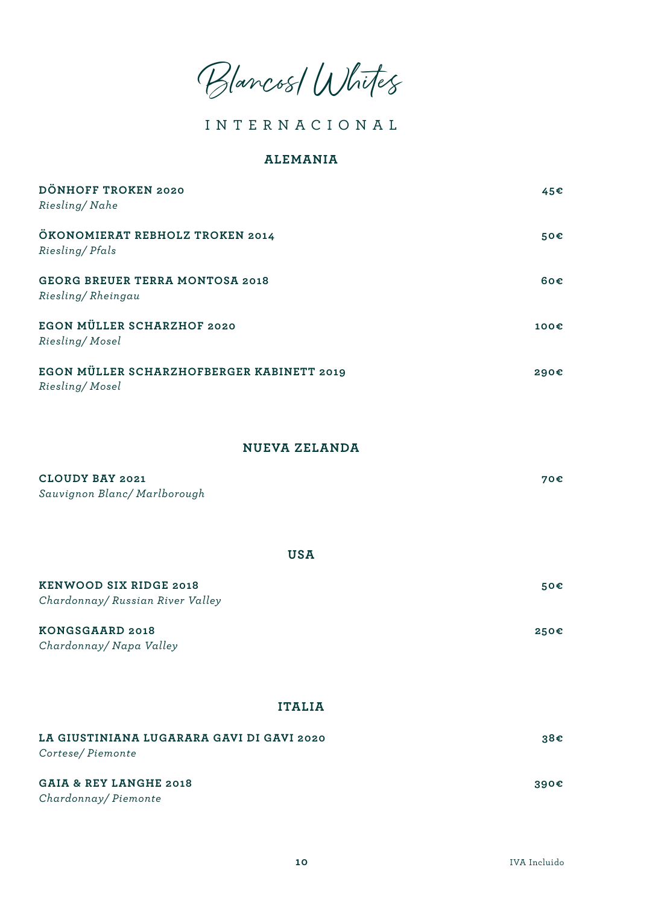# Blancos/ Whites

## INTERNACIONAL

### ALEMANIA

**DÖNHOFF TROKEN 2020** — **45€**
*Riesling/ Nahe*

**ÖKONOMIERAT REBHOLZ TROKEN 2014** — **50€**
*Riesling/ Pfals*

**GEORG BREUER TERRA MONTOSA 2018** — **60€**
*Riesling/ Rheingau*

**EGON MÜLLER SCHARZHOF 2020** — **100€**
*Riesling/ Mosel*

**EGON MÜLLER SCHARZHOFBERGER KABINETT 2019** — **290€**
*Riesling/ Mosel*

### NUEVA ZELANDA

**CLOUDY BAY 2021** — **70€**
*Sauvignon Blanc/ Marlborough*

### USA

**KENWOOD SIX RIDGE 2018** — **50€**
*Chardonnay/ Russian River Valley*

**KONGSGAARD 2018** — **250€**
*Chardonnay/ Napa Valley*

### ITALIA

**LA GIUSTINIANA LUGARARA GAVI DI GAVI 2020** — **38€**
*Cortese/ Piemonte*

**GAIA & REY LANGHE 2018** — **390€**
*Chardonnay/ Piemonte*

IVA Incluido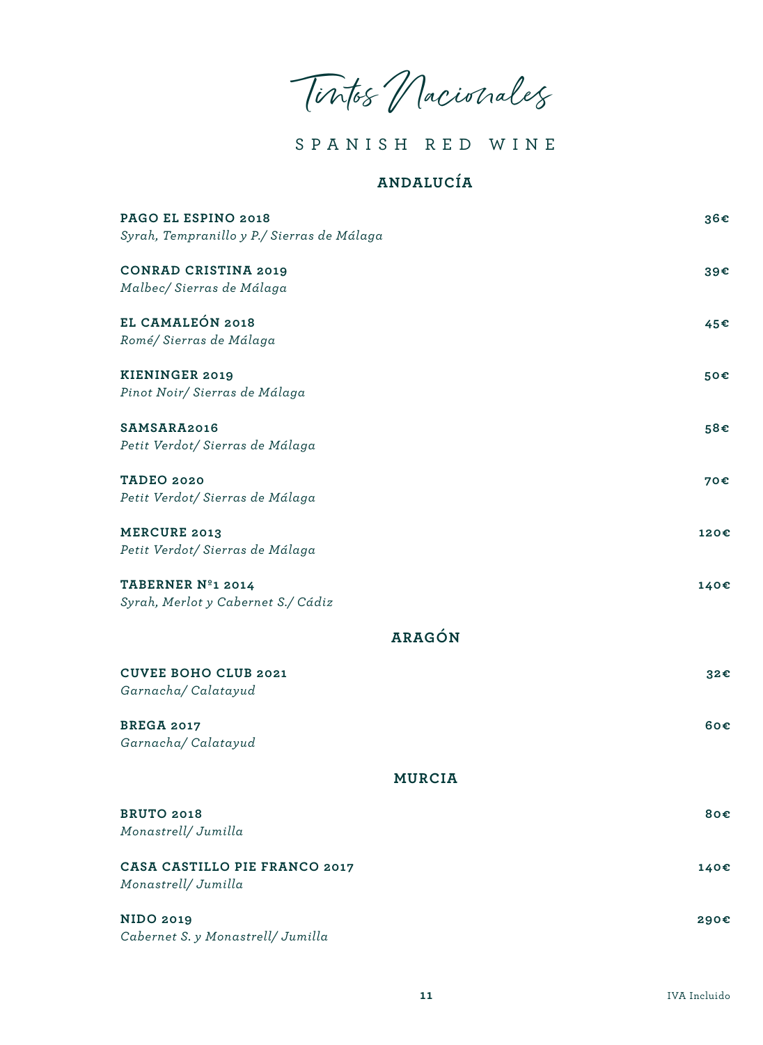# Tintos Nacionales

SPANISH RED WINE

## ANDALUCÍA

**PAGO EL ESPINO 2018** — **36€**
*Syrah, Tempranillo y P./ Sierras de Málaga*

**CONRAD CRISTINA 2019** — **39€**
*Malbec/ Sierras de Málaga*

**EL CAMALEÓN 2018** — **45€**
*Romé/ Sierras de Málaga*

**KIENINGER 2019** — **50€**
*Pinot Noir/ Sierras de Málaga*

**SAMSARA2016** — **58€**
*Petit Verdot/ Sierras de Málaga*

**TADEO 2020** — **70€**
*Petit Verdot/ Sierras de Málaga*

**MERCURE 2013** — **120€**
*Petit Verdot/ Sierras de Málaga*

**TABERNER Nº1 2014** — **140€**
*Syrah, Merlot y Cabernet S./ Cádiz*

## ARAGÓN

**CUVEE BOHO CLUB 2021** — **32€**
*Garnacha/ Calatayud*

**BREGA 2017** — **60€**
*Garnacha/ Calatayud*

## MURCIA

**BRUTO 2018** — **80€**
*Monastrell/ Jumilla*

**CASA CASTILLO PIE FRANCO 2017** — **140€**
*Monastrell/ Jumilla*

**NIDO 2019** — **290€**
*Cabernet S. y Monastrell/ Jumilla*

IVA Incluido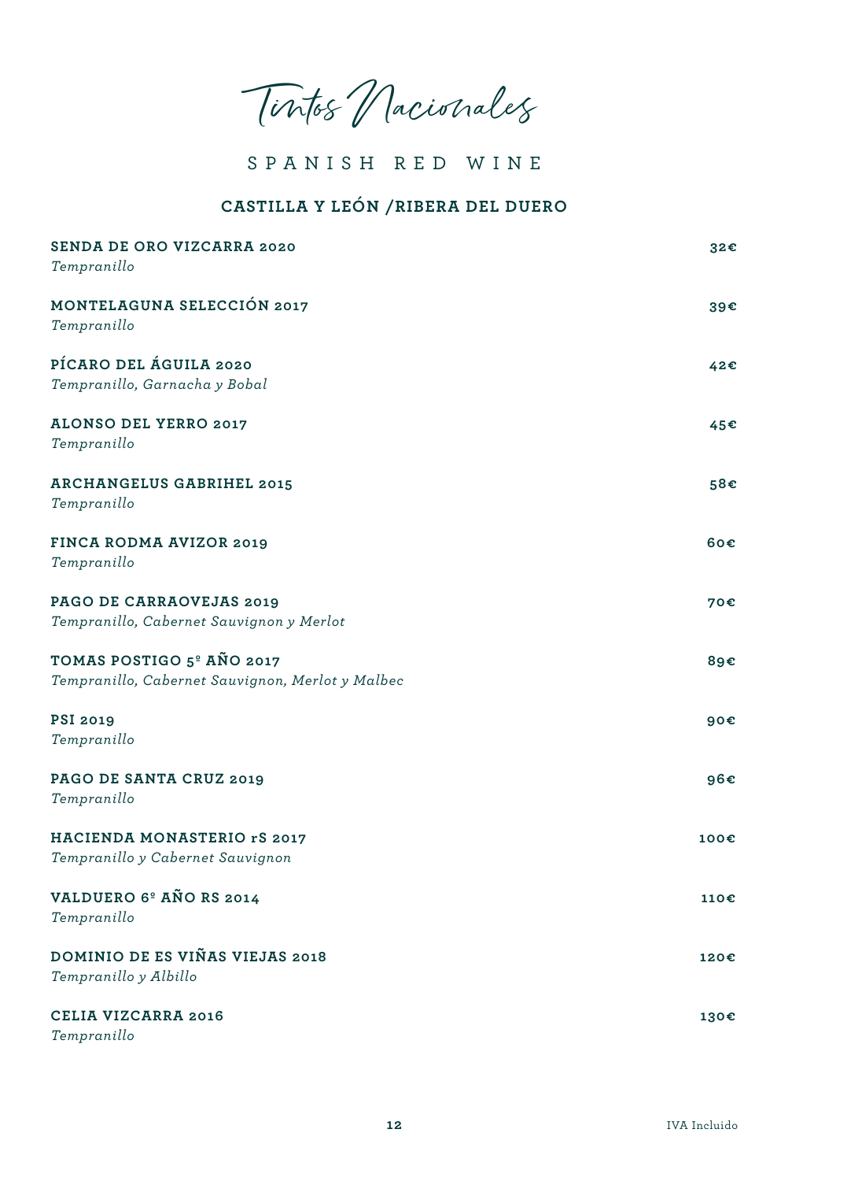# Tintos Nacionales

## SPANISH RED WINE

### CASTILLA Y LEÓN /RIBERA DEL DUERO

**SENDA DE ORO VIZCARRA 2020** — **32€**
*Tempranillo*

**MONTELAGUNA SELECCIÓN 2017** — **39€**
*Tempranillo*

**PÍCARO DEL ÁGUILA 2020** — **42€**
*Tempranillo, Garnacha y Bobal*

**ALONSO DEL YERRO 2017** — **45€**
*Tempranillo*

**ARCHANGELUS GABRIHEL 2015** — **58€**
*Tempranillo*

**FINCA RODMA AVIZOR 2019** — **60€**
*Tempranillo*

**PAGO DE CARRAOVEJAS 2019** — **70€**
*Tempranillo, Cabernet Sauvignon y Merlot*

**TOMAS POSTIGO 5º AÑO 2017** — **89€**
*Tempranillo, Cabernet Sauvignon, Merlot y Malbec*

**PSI 2019** — **90€**
*Tempranillo*

**PAGO DE SANTA CRUZ 2019** — **96€**
*Tempranillo*

**HACIENDA MONASTERIO rS 2017** — **100€**
*Tempranillo y Cabernet Sauvignon*

**VALDUERO 6º AÑO RS 2014** — **110€**
*Tempranillo*

**DOMINIO DE ES VIÑAS VIEJAS 2018** — **120€**
*Tempranillo y Albillo*

**CELIA VIZCARRA 2016** — **130€**
*Tempranillo*

IVA Incluido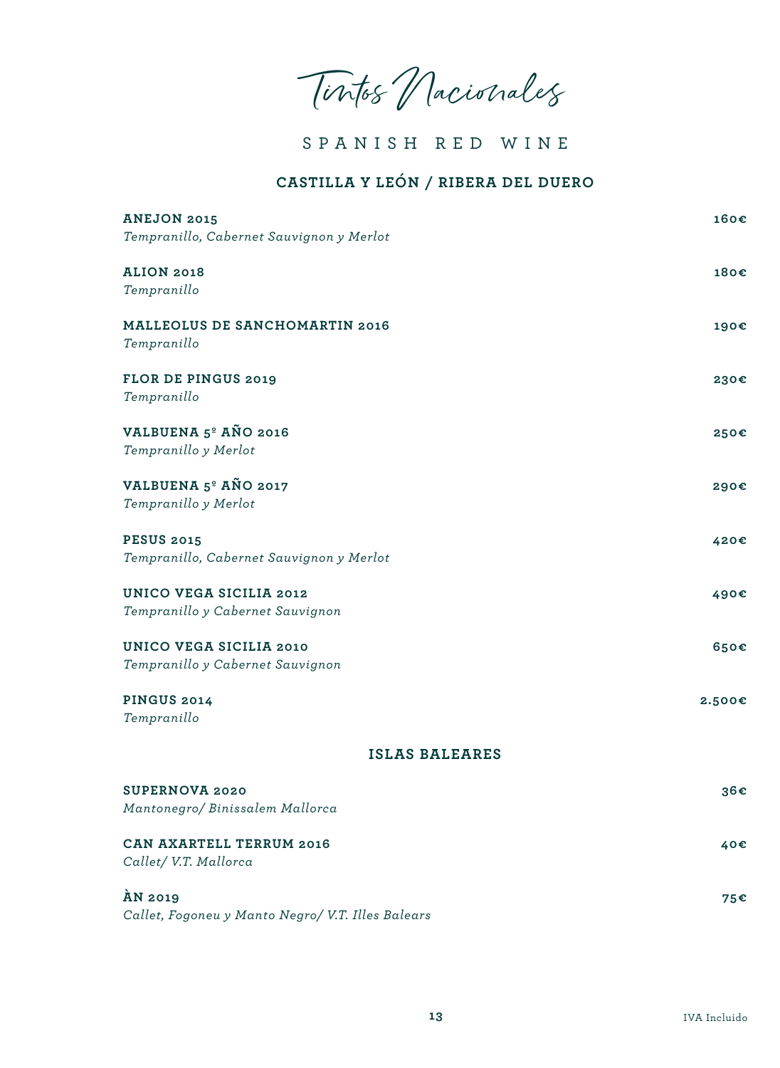# Tintos Nacionales

## SPANISH RED WINE

### CASTILLA Y LEÓN / RIBERA DEL DUERO

**ANEJON 2015** — **160€**
*Tempranillo, Cabernet Sauvignon y Merlot*

**ALION 2018** — **180€**
*Tempranillo*

**MALLEOLUS DE SANCHOMARTIN 2016** — **190€**
*Tempranillo*

**FLOR DE PINGUS 2019** — **230€**
*Tempranillo*

**VALBUENA 5º AÑO 2016** — **250€**
*Tempranillo y Merlot*

**VALBUENA 5º AÑO 2017** — **290€**
*Tempranillo y Merlot*

**PESUS 2015** — **420€**
*Tempranillo, Cabernet Sauvignon y Merlot*

**UNICO VEGA SICILIA 2012** — **490€**
*Tempranillo y Cabernet Sauvignon*

**UNICO VEGA SICILIA 2010** — **650€**
*Tempranillo y Cabernet Sauvignon*

**PINGUS 2014** — **2.500€**
*Tempranillo*

### ISLAS BALEARES

**SUPERNOVA 2020** — **36€**
*Mantonegro/ Binissalem Mallorca*

**CAN AXARTELL TERRUM 2016** — **40€**
*Callet/ V.T. Mallorca*

**ÀN 2019** — **75€**
*Callet, Fogoneu y Manto Negro/ V.T. Illes Balears*

IVA Incluido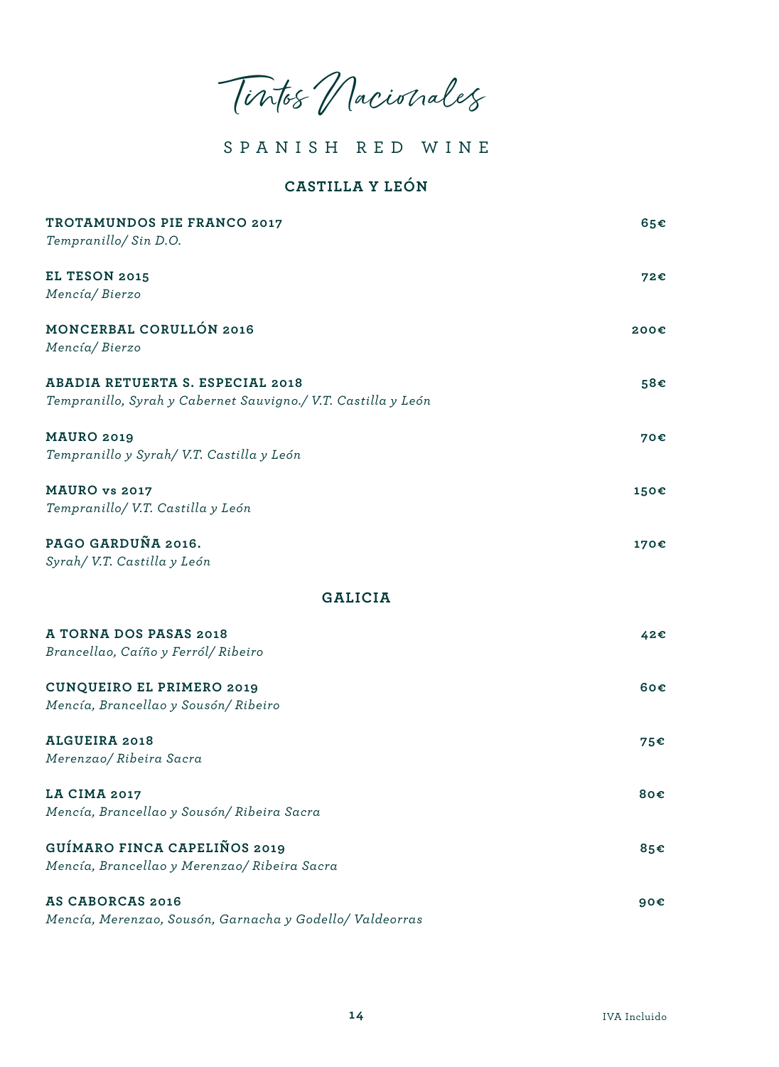# Tintos Nacionales

## SPANISH RED WINE

### CASTILLA Y LEÓN

**TROTAMUNDOS PIE FRANCO 2017** — **65€**
*Tempranillo/ Sin D.O.*

**EL TESON 2015** — **72€**
*Mencía/ Bierzo*

**MONCERBAL CORULLÓN 2016** — **200€**
*Mencía/ Bierzo*

**ABADIA RETUERTA S. ESPECIAL 2018** — **58€**
*Tempranillo, Syrah y Cabernet Sauvigno./ V.T. Castilla y León*

**MAURO 2019** — **70€**
*Tempranillo y Syrah/ V.T. Castilla y León*

**MAURO vs 2017** — **150€**
*Tempranillo/ V.T. Castilla y León*

**PAGO GARDUÑA 2016.** — **170€**
*Syrah/ V.T. Castilla y León*

### GALICIA

**A TORNA DOS PASAS 2018** — **42€**
*Brancellao, Caíño y Ferról/ Ribeiro*

**CUNQUEIRO EL PRIMERO 2019** — **60€**
*Mencía, Brancellao y Sousón/ Ribeiro*

**ALGUEIRA 2018** — **75€**
*Merenzao/ Ribeira Sacra*

**LA CIMA 2017** — **80€**
*Mencía, Brancellao y Sousón/ Ribeira Sacra*

**GUÍMARO FINCA CAPELIÑOS 2019** — **85€**
*Mencía, Brancellao y Merenzao/ Ribeira Sacra*

**AS CABORCAS 2016** — **90€**
*Mencía, Merenzao, Sousón, Garnacha y Godello/ Valdeorras*

IVA Incluido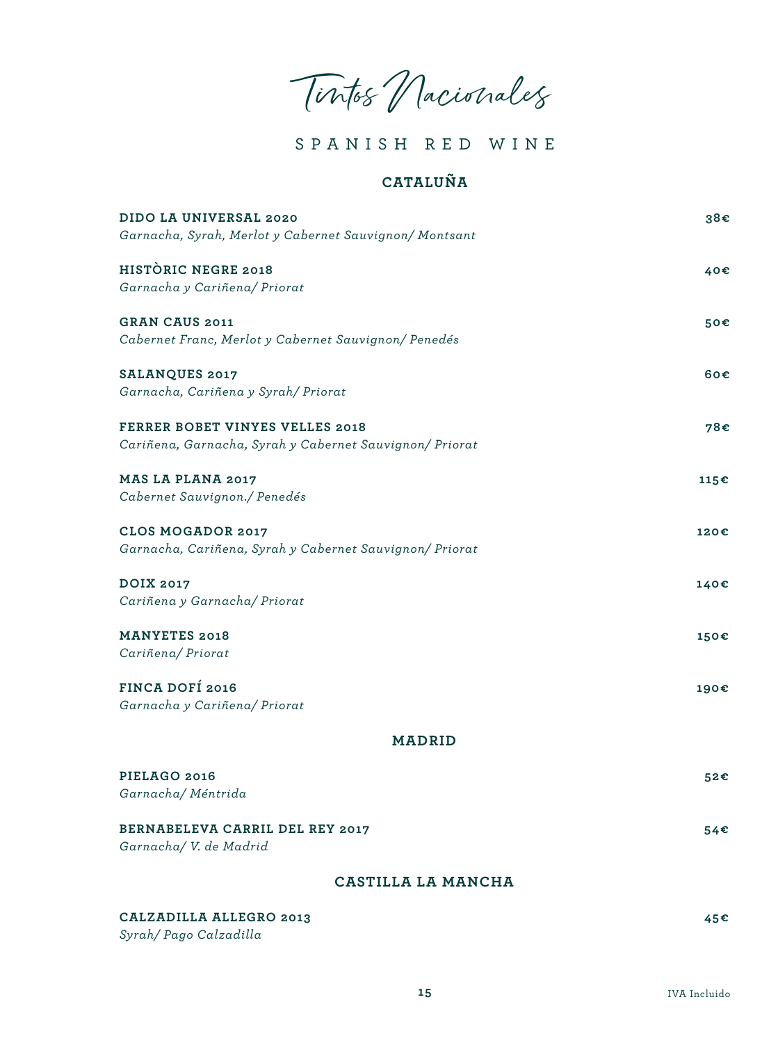# Tintos Nacionales

## SPANISH RED WINE

### CATALUÑA

**DIDO LA UNIVERSAL 2020** — **38€**
*Garnacha, Syrah, Merlot y Cabernet Sauvignon/ Montsant*

**HISTÒRIC NEGRE 2018** — **40€**
*Garnacha y Cariñena/ Priorat*

**GRAN CAUS 2011** — **50€**
*Cabernet Franc, Merlot y Cabernet Sauvignon/ Penedés*

**SALANQUES 2017** — **60€**
*Garnacha, Cariñena y Syrah/ Priorat*

**FERRER BOBET VINYES VELLES 2018** — **78€**
*Cariñena, Garnacha, Syrah y Cabernet Sauvignon/ Priorat*

**MAS LA PLANA 2017** — **115€**
*Cabernet Sauvignon./ Penedés*

**CLOS MOGADOR 2017** — **120€**
*Garnacha, Cariñena, Syrah y Cabernet Sauvignon/ Priorat*

**DOIX 2017** — **140€**
*Cariñena y Garnacha/ Priorat*

**MANYETES 2018** — **150€**
*Cariñena/ Priorat*

**FINCA DOFÍ 2016** — **190€**
*Garnacha y Cariñena/ Priorat*

### MADRID

**PIELAGO 2016** — **52€**
*Garnacha/ Méntrida*

**BERNABELEVA CARRIL DEL REY 2017** — **54€**
*Garnacha/ V. de Madrid*

### CASTILLA LA MANCHA

**CALZADILLA ALLEGRO 2013** — **45€**
*Syrah/ Pago Calzadilla*

IVA Incluido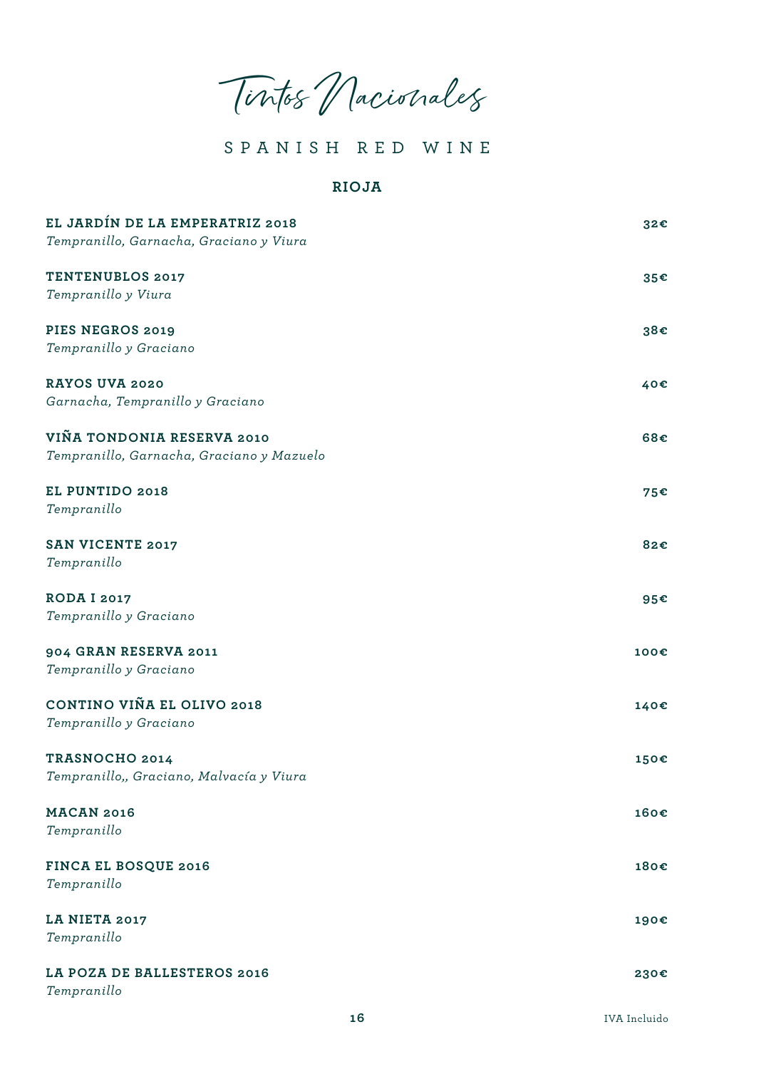# Tintos Nacionales

## SPANISH RED WINE

### RIOJA

**EL JARDÍN DE LA EMPERATRIZ 2018** — **32€**
*Tempranillo, Garnacha, Graciano y Viura*

**TENTENUBLOS 2017** — **35€**
*Tempranillo y Viura*

**PIES NEGROS 2019** — **38€**
*Tempranillo y Graciano*

**RAYOS UVA 2020** — **40€**
*Garnacha, Tempranillo y Graciano*

**VIÑA TONDONIA RESERVA 2010** — **68€**
*Tempranillo, Garnacha, Graciano y Mazuelo*

**EL PUNTIDO 2018** — **75€**
*Tempranillo*

**SAN VICENTE 2017** — **82€**
*Tempranillo*

**RODA I 2017** — **95€**
*Tempranillo y Graciano*

**904 GRAN RESERVA 2011** — **100€**
*Tempranillo y Graciano*

**CONTINO VIÑA EL OLIVO 2018** — **140€**
*Tempranillo y Graciano*

**TRASNOCHO 2014** — **150€**
*Tempranillo,, Graciano, Malvacía y Viura*

**MACAN 2016** — **160€**
*Tempranillo*

**FINCA EL BOSQUE 2016** — **180€**
*Tempranillo*

**LA NIETA 2017** — **190€**
*Tempranillo*

**LA POZA DE BALLESTEROS 2016** — **230€**
*Tempranillo*

IVA Incluido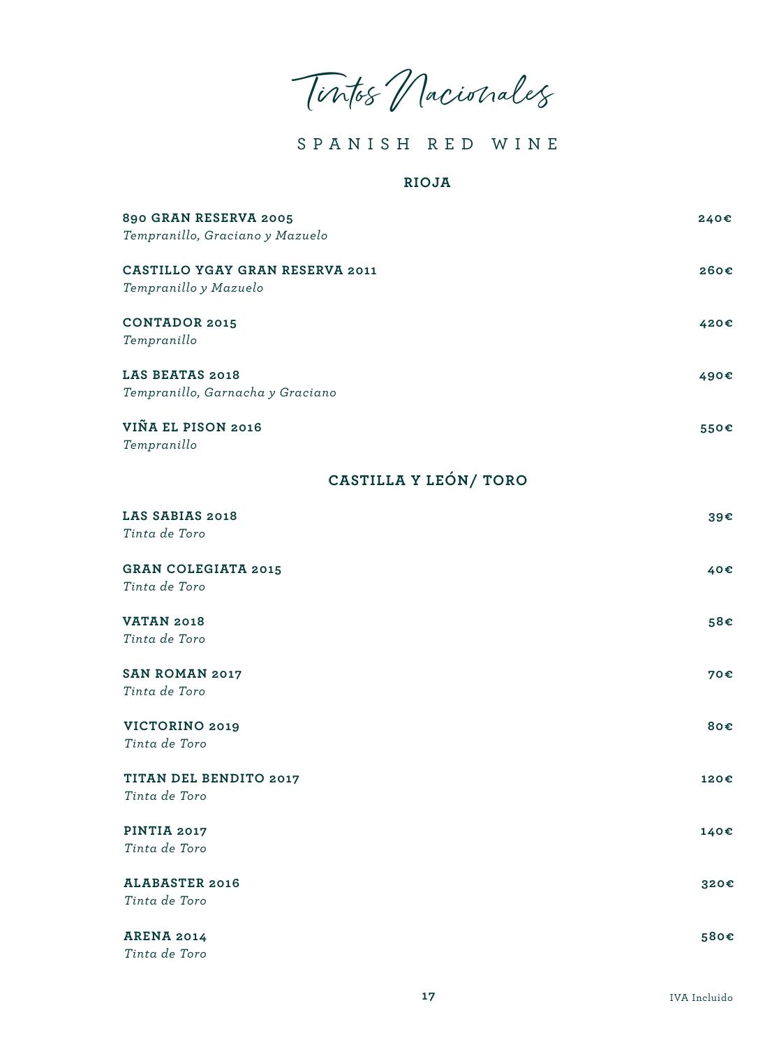# Tintos Nacionales

## SPANISH RED WINE

### RIOJA

**890 GRAN RESERVA 2005** — **240€**
*Tempranillo, Graciano y Mazuelo*

**CASTILLO YGAY GRAN RESERVA 2011** — **260€**
*Tempranillo y Mazuelo*

**CONTADOR 2015** — **420€**
*Tempranillo*

**LAS BEATAS 2018** — **490€**
*Tempranillo, Garnacha y Graciano*

**VIÑA EL PISON 2016** — **550€**
*Tempranillo*

### CASTILLA Y LEÓN/ TORO

**LAS SABIAS 2018** — **39€**
*Tinta de Toro*

**GRAN COLEGIATA 2015** — **40€**
*Tinta de Toro*

**VATAN 2018** — **58€**
*Tinta de Toro*

**SAN ROMAN 2017** — **70€**
*Tinta de Toro*

**VICTORINO 2019** — **80€**
*Tinta de Toro*

**TITAN DEL BENDITO 2017** — **120€**
*Tinta de Toro*

**PINTIA 2017** — **140€**
*Tinta de Toro*

**ALABASTER 2016** — **320€**
*Tinta de Toro*

**ARENA 2014** — **580€**
*Tinta de Toro*

IVA Incluido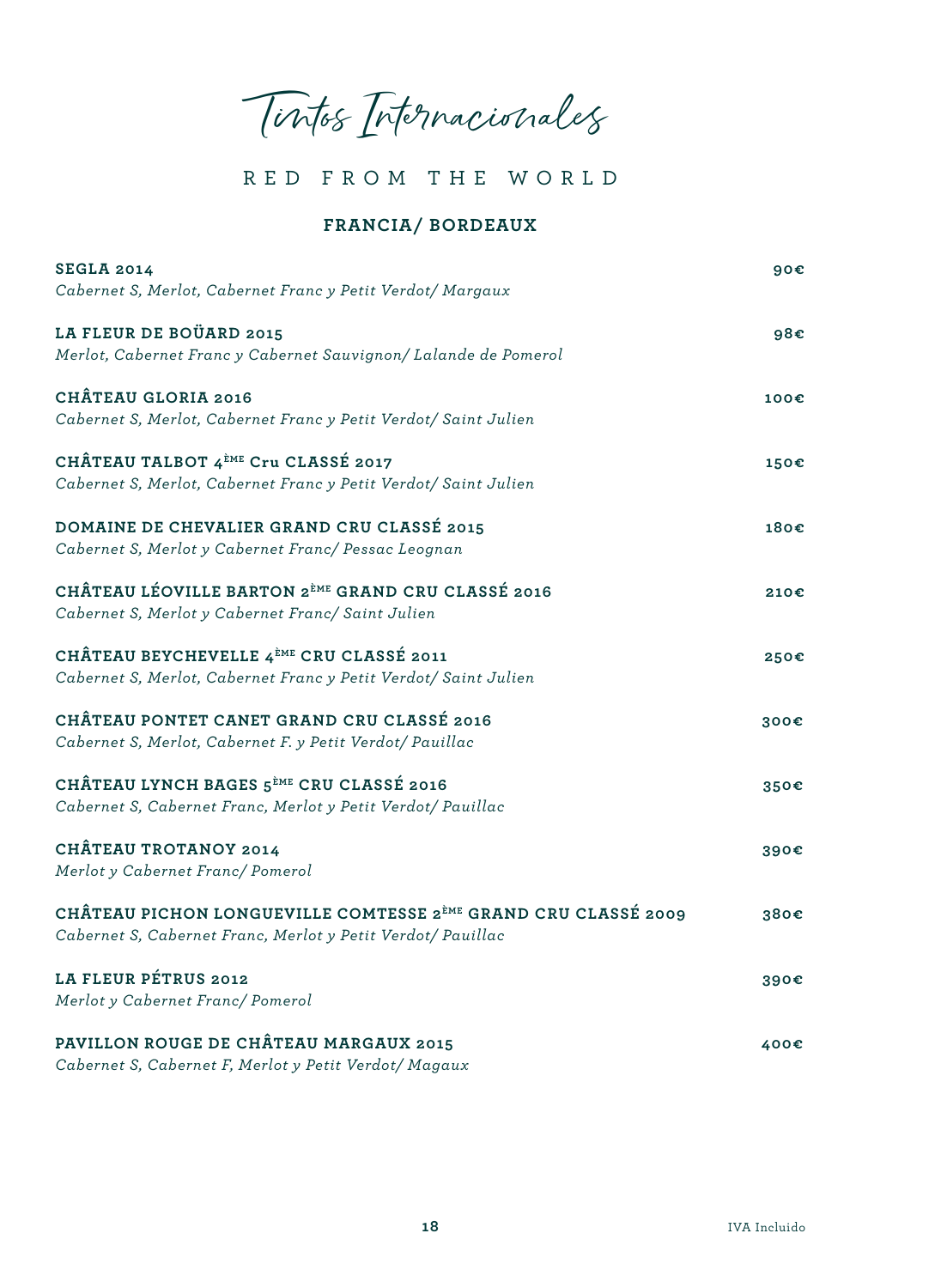# Tintos Internacionales

## RED FROM THE WORLD

### FRANCIA/ BORDEAUX

**SEGLA 2014** — **90€**
*Cabernet S, Merlot, Cabernet Franc y Petit Verdot/ Margaux*

**LA FLEUR DE BOÜARD 2015** — **98€**
*Merlot, Cabernet Franc y Cabernet Sauvignon/ Lalande de Pomerol*

**CHÂTEAU GLORIA 2016** — **100€**
*Cabernet S, Merlot, Cabernet Franc y Petit Verdot/ Saint Julien*

**CHÂTEAU TALBOT 4ÈME Cru CLASSÉ 2017** — **150€**
*Cabernet S, Merlot, Cabernet Franc y Petit Verdot/ Saint Julien*

**DOMAINE DE CHEVALIER GRAND CRU CLASSÉ 2015** — **180€**
*Cabernet S, Merlot y Cabernet Franc/ Pessac Leognan*

**CHÂTEAU LÉOVILLE BARTON 2ÈME GRAND CRU CLASSÉ 2016** — **210€**
*Cabernet S, Merlot y Cabernet Franc/ Saint Julien*

**CHÂTEAU BEYCHEVELLE 4ÈME CRU CLASSÉ 2011** — **250€**
*Cabernet S, Merlot, Cabernet Franc y Petit Verdot/ Saint Julien*

**CHÂTEAU PONTET CANET GRAND CRU CLASSÉ 2016** — **300€**
*Cabernet S, Merlot, Cabernet F. y Petit Verdot/ Pauillac*

**CHÂTEAU LYNCH BAGES 5ÈME CRU CLASSÉ 2016** — **350€**
*Cabernet S, Cabernet Franc, Merlot y Petit Verdot/ Pauillac*

**CHÂTEAU TROTANOY 2014** — **390€**
*Merlot y Cabernet Franc/ Pomerol*

**CHÂTEAU PICHON LONGUEVILLE COMTESSE 2ÈME GRAND CRU CLASSÉ 2009** — **380€**
*Cabernet S, Cabernet Franc, Merlot y Petit Verdot/ Pauillac*

**LA FLEUR PÉTRUS 2012** — **390€**
*Merlot y Cabernet Franc/ Pomerol*

**PAVILLON ROUGE DE CHÂTEAU MARGAUX 2015** — **400€**
*Cabernet S, Cabernet F, Merlot y Petit Verdot/ Magaux*

IVA Incluido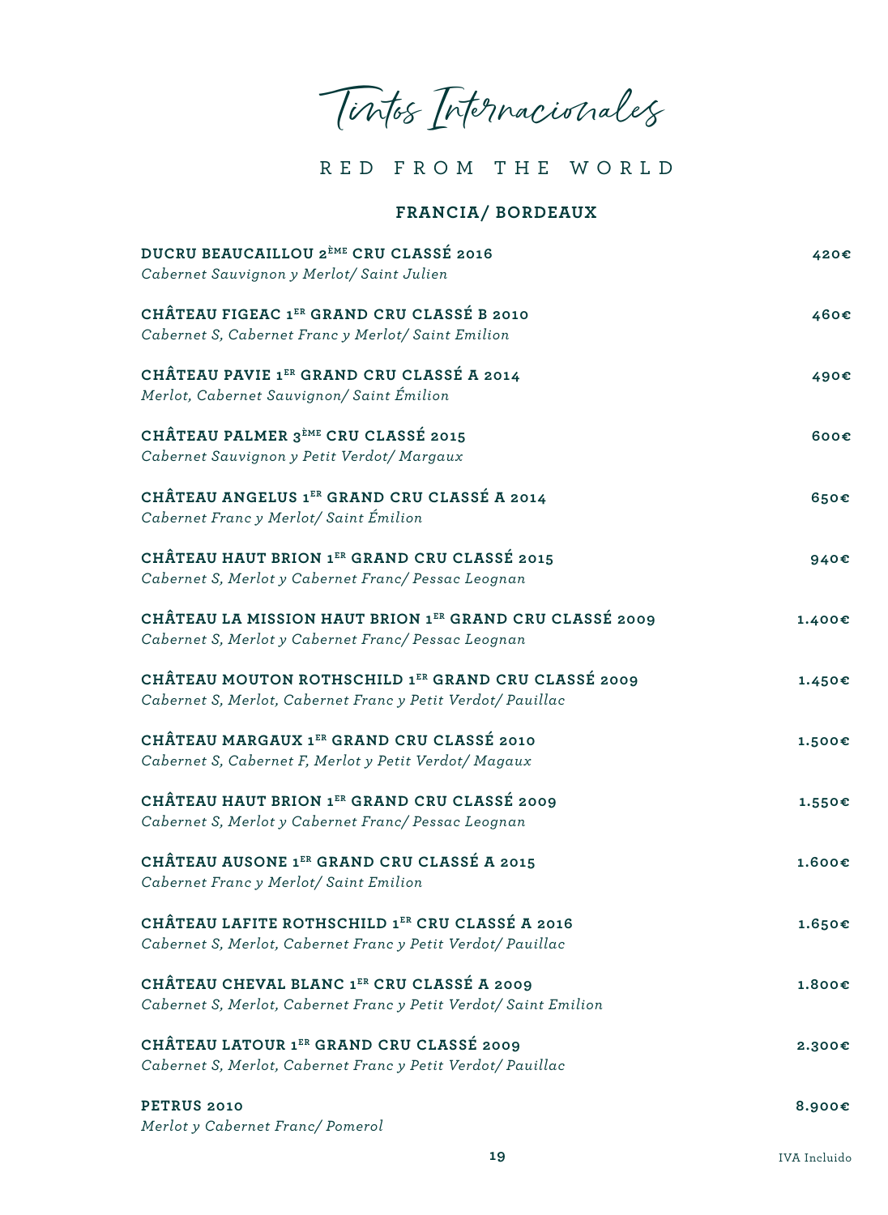# Tintos Internacionales

## RED FROM THE WORLD

### FRANCIA/ BORDEAUX

**DUCRU BEAUCAILLOU 2ÈME CRU CLASSÉ 2016** — **420€**
*Cabernet Sauvignon y Merlot/ Saint Julien*

**CHÂTEAU FIGEAC 1ER GRAND CRU CLASSÉ B 2010** — **460€**
*Cabernet S, Cabernet Franc y Merlot/ Saint Emilion*

**CHÂTEAU PAVIE 1ER GRAND CRU CLASSÉ A 2014** — **490€**
*Merlot, Cabernet Sauvignon/ Saint Émilion*

**CHÂTEAU PALMER 3ÈME CRU CLASSÉ 2015** — **600€**
*Cabernet Sauvignon y Petit Verdot/ Margaux*

**CHÂTEAU ANGELUS 1ER GRAND CRU CLASSÉ A 2014** — **650€**
*Cabernet Franc y Merlot/ Saint Émilion*

**CHÂTEAU HAUT BRION 1ER GRAND CRU CLASSÉ 2015** — **940€**
*Cabernet S, Merlot y Cabernet Franc/ Pessac Leognan*

**CHÂTEAU LA MISSION HAUT BRION 1ER GRAND CRU CLASSÉ 2009** — **1.400€**
*Cabernet S, Merlot y Cabernet Franc/ Pessac Leognan*

**CHÂTEAU MOUTON ROTHSCHILD 1ER GRAND CRU CLASSÉ 2009** — **1.450€**
*Cabernet S, Merlot, Cabernet Franc y Petit Verdot/ Pauillac*

**CHÂTEAU MARGAUX 1ER GRAND CRU CLASSÉ 2010** — **1.500€**
*Cabernet S, Cabernet F, Merlot y Petit Verdot/ Magaux*

**CHÂTEAU HAUT BRION 1ER GRAND CRU CLASSÉ 2009** — **1.550€**
*Cabernet S, Merlot y Cabernet Franc/ Pessac Leognan*

**CHÂTEAU AUSONE 1ER GRAND CRU CLASSÉ A 2015** — **1.600€**
*Cabernet Franc y Merlot/ Saint Emilion*

**CHÂTEAU LAFITE ROTHSCHILD 1ER CRU CLASSÉ A 2016** — **1.650€**
*Cabernet S, Merlot, Cabernet Franc y Petit Verdot/ Pauillac*

**CHÂTEAU CHEVAL BLANC 1ER CRU CLASSÉ A 2009** — **1.800€**
*Cabernet S, Merlot, Cabernet Franc y Petit Verdot/ Saint Emilion*

**CHÂTEAU LATOUR 1ER GRAND CRU CLASSÉ 2009** — **2.300€**
*Cabernet S, Merlot, Cabernet Franc y Petit Verdot/ Pauillac*

**PETRUS 2010** — **8.900€**
*Merlot y Cabernet Franc/ Pomerol*

IVA Incluido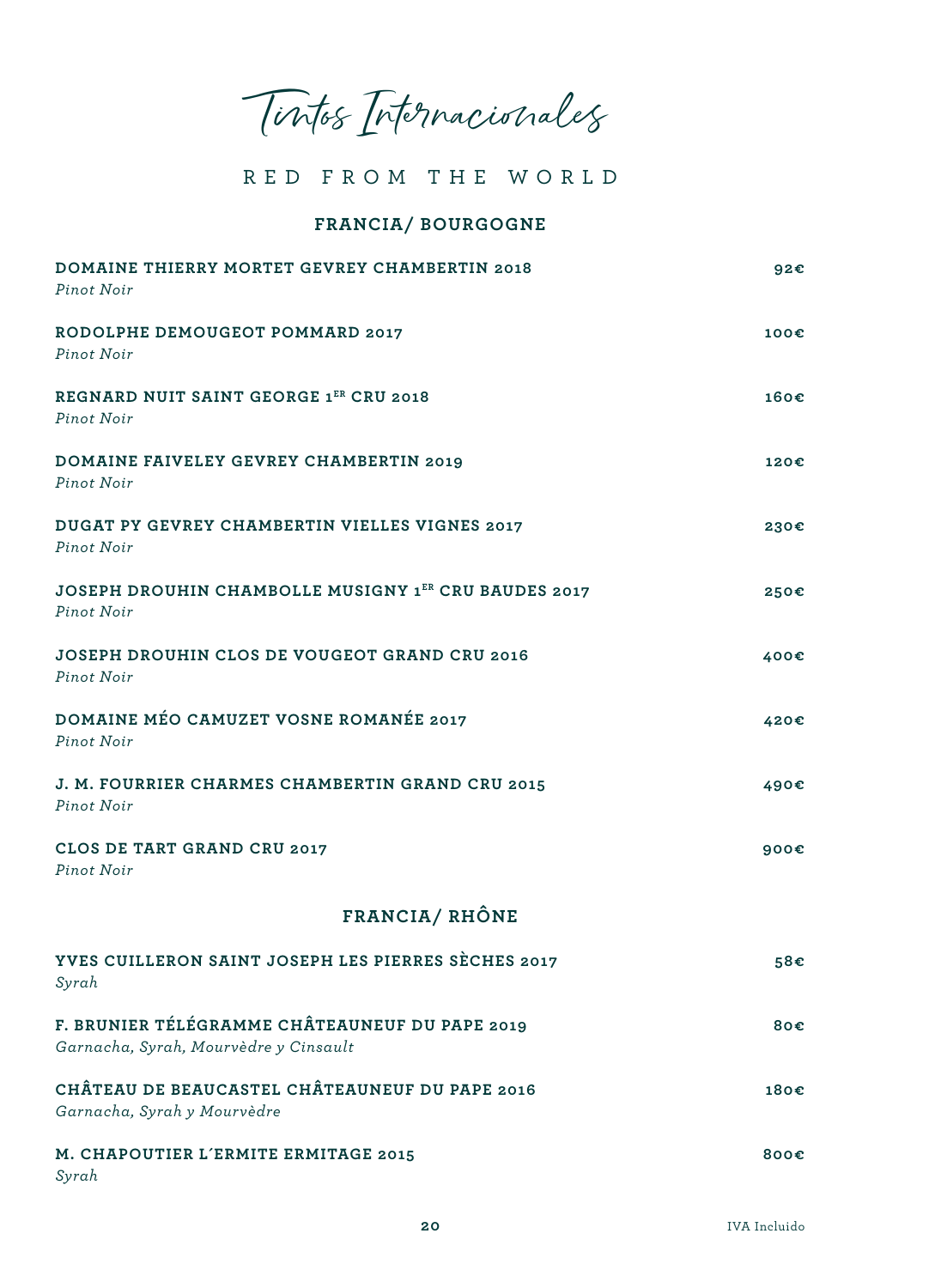# Tintos Internacionales

## RED FROM THE WORLD

### FRANCIA/ BOURGOGNE

**DOMAINE THIERRY MORTET GEVREY CHAMBERTIN 2018** — **92€**
*Pinot Noir*

**RODOLPHE DEMOUGEOT POMMARD 2017** — **100€**
*Pinot Noir*

**REGNARD NUIT SAINT GEORGE 1ER CRU 2018** — **160€**
*Pinot Noir*

**DOMAINE FAIVELEY GEVREY CHAMBERTIN 2019** — **120€**
*Pinot Noir*

**DUGAT PY GEVREY CHAMBERTIN VIELLES VIGNES 2017** — **230€**
*Pinot Noir*

**JOSEPH DROUHIN CHAMBOLLE MUSIGNY 1ER CRU BAUDES 2017** — **250€**
*Pinot Noir*

**JOSEPH DROUHIN CLOS DE VOUGEOT GRAND CRU 2016** — **400€**
*Pinot Noir*

**DOMAINE MÉO CAMUZET VOSNE ROMANÉE 2017** — **420€**
*Pinot Noir*

**J. M. FOURRIER CHARMES CHAMBERTIN GRAND CRU 2015** — **490€**
*Pinot Noir*

**CLOS DE TART GRAND CRU 2017** — **900€**
*Pinot Noir*

### FRANCIA/ RHÔNE

**YVES CUILLERON SAINT JOSEPH LES PIERRES SÈCHES 2017** — **58€**
*Syrah*

**F. BRUNIER TÉLÉGRAMME CHÂTEAUNEUF DU PAPE 2019** — **80€**
*Garnacha, Syrah, Mourvèdre y Cinsault*

**CHÂTEAU DE BEAUCASTEL CHÂTEAUNEUF DU PAPE 2016** — **180€**
*Garnacha, Syrah y Mourvèdre*

**M. CHAPOUTIER L´ERMITE ERMITAGE 2015** — **800€**
*Syrah*

IVA Incluido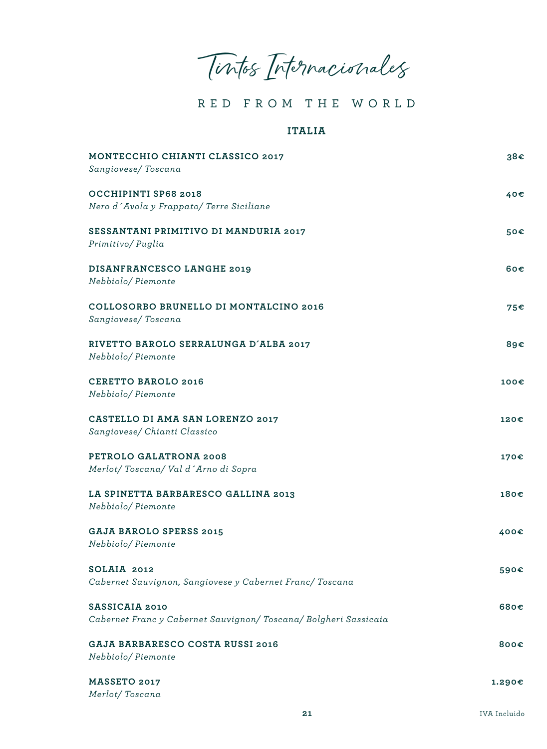# Tintos Internacionales

## RED FROM THE WORLD

### ITALIA

**MONTECCHIO CHIANTI CLASSICO 2017** — **38€**
*Sangiovese/ Toscana*

**OCCHIPINTI SP68 2018** — **40€**
*Nero d´Avola y Frappato/ Terre Siciliane*

**SESSANTANI PRIMITIVO DI MANDURIA 2017** — **50€**
*Primitivo/ Puglia*

**DISANFRANCESCO LANGHE 2019** — **60€**
*Nebbiolo/ Piemonte*

**COLLOSORBO BRUNELLO DI MONTALCINO 2016** — **75€**
*Sangiovese/ Toscana*

**RIVETTO BAROLO SERRALUNGA D´ALBA 2017** — **89€**
*Nebbiolo/ Piemonte*

**CERETTO BAROLO 2016** — **100€**
*Nebbiolo/ Piemonte*

**CASTELLO DI AMA SAN LORENZO 2017** — **120€**
*Sangiovese/ Chianti Classico*

**PETROLO GALATRONA 2008** — **170€**
*Merlot/ Toscana/ Val d´Arno di Sopra*

**LA SPINETTA BARBARESCO GALLINA 2013** — **180€**
*Nebbiolo/ Piemonte*

**GAJA BAROLO SPERSS 2015** — **400€**
*Nebbiolo/ Piemonte*

**SOLAIA 2012** — **590€**
*Cabernet Sauvignon, Sangiovese y Cabernet Franc/ Toscana*

**SASSICAIA 2010** — **680€**
*Cabernet Franc y Cabernet Sauvignon/ Toscana/ Bolgheri Sassicaia*

**GAJA BARBARESCO COSTA RUSSI 2016** — **800€**
*Nebbiolo/ Piemonte*

**MASSETO 2017** — **1.290€**
*Merlot/ Toscana*

IVA Incluido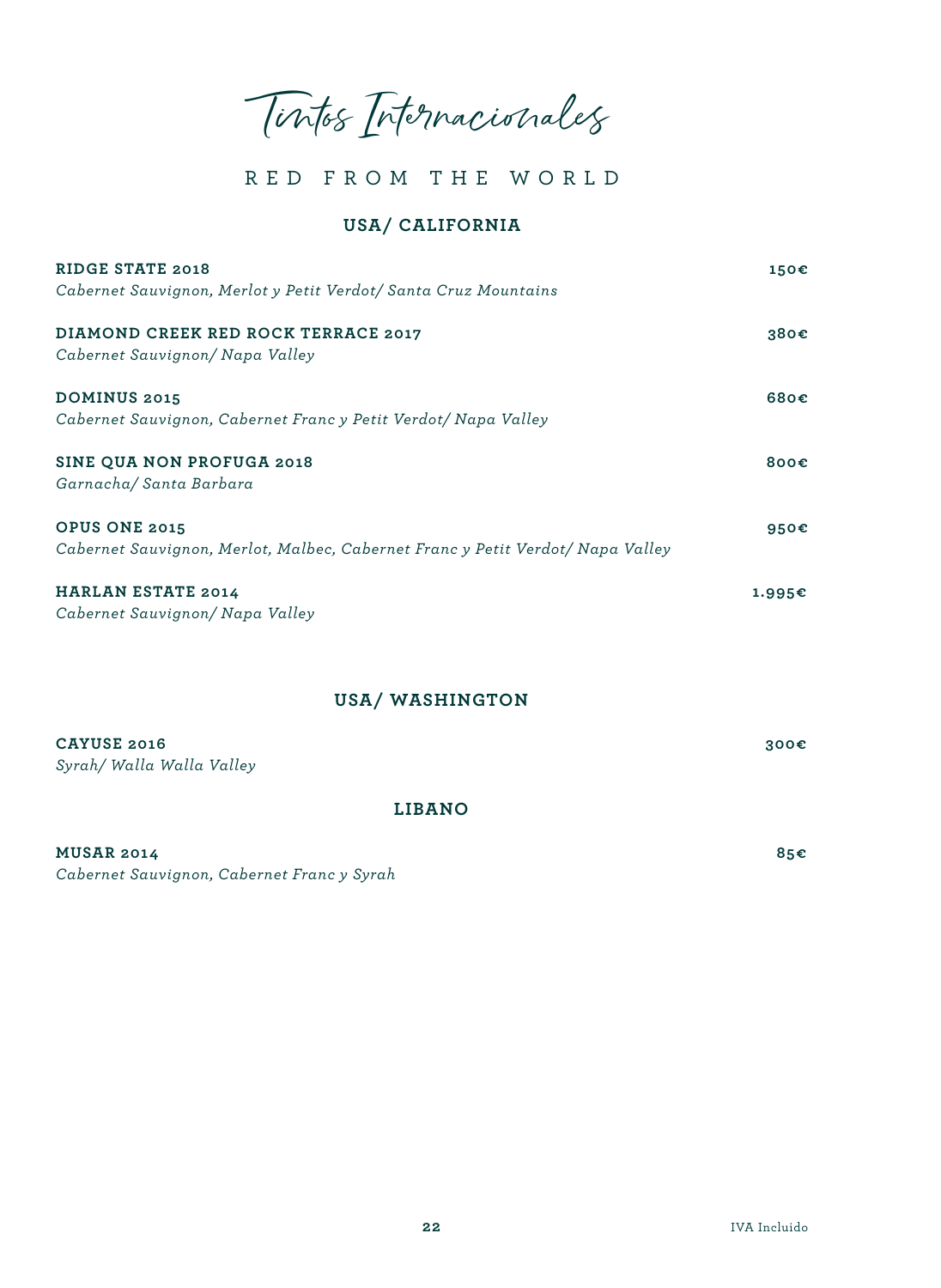# Tintos Internacionales

## RED FROM THE WORLD

### USA/ CALIFORNIA

**RIDGE STATE 2018** — **150€**
*Cabernet Sauvignon, Merlot y Petit Verdot/ Santa Cruz Mountains*

**DIAMOND CREEK RED ROCK TERRACE 2017** — **380€**
*Cabernet Sauvignon/ Napa Valley*

**DOMINUS 2015** — **680€**
*Cabernet Sauvignon, Cabernet Franc y Petit Verdot/ Napa Valley*

**SINE QUA NON PROFUGA 2018** — **800€**
*Garnacha/ Santa Barbara*

**OPUS ONE 2015** — **950€**
*Cabernet Sauvignon, Merlot, Malbec, Cabernet Franc y Petit Verdot/ Napa Valley*

**HARLAN ESTATE 2014** — **1.995€**
*Cabernet Sauvignon/ Napa Valley*

### USA/ WASHINGTON

**CAYUSE 2016** — **300€**
*Syrah/ Walla Walla Valley*

### LIBANO

**MUSAR 2014** — **85€**
*Cabernet Sauvignon, Cabernet Franc y Syrah*

IVA Incluido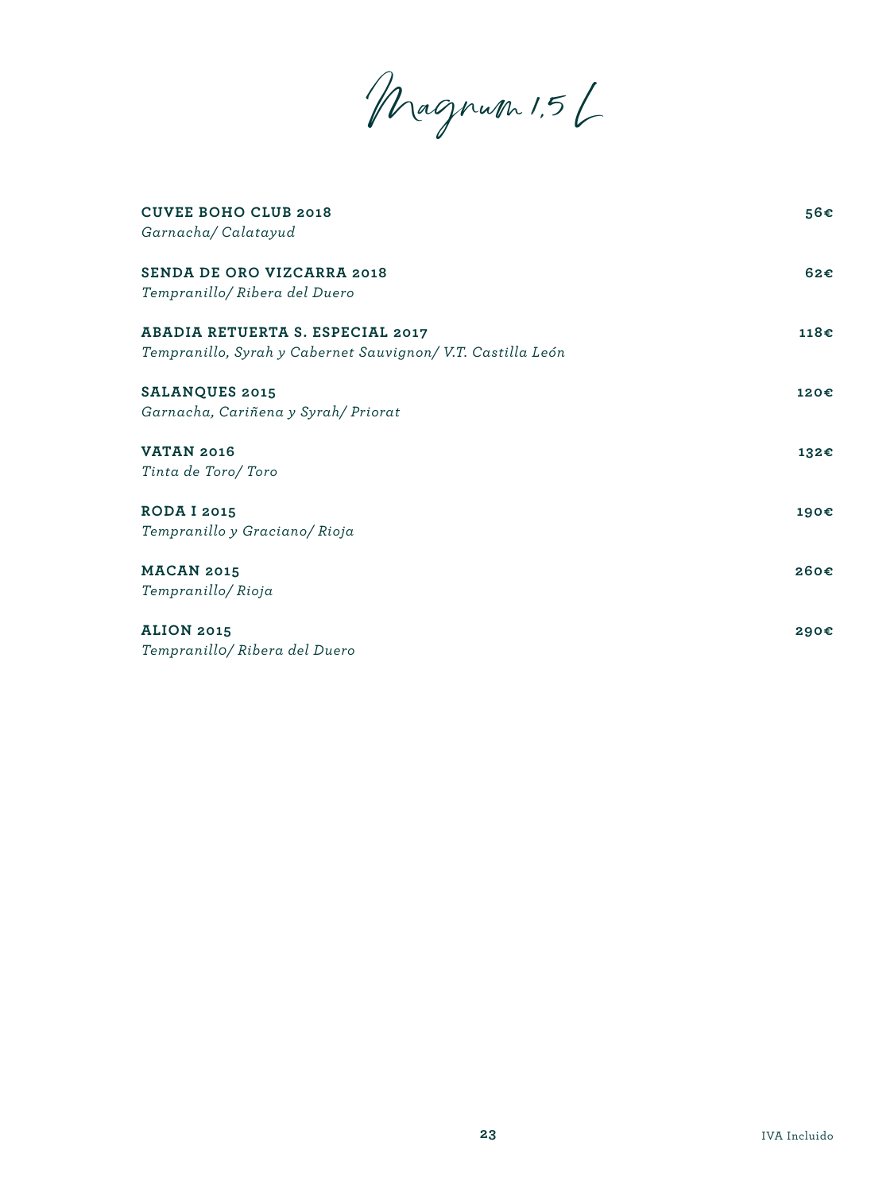# Magnum 1,5 L

**CUVEE BOHO CLUB 2018** — **56€**
*Garnacha/ Calatayud*

**SENDA DE ORO VIZCARRA 2018** — **62€**
*Tempranillo/ Ribera del Duero*

**ABADIA RETUERTA S. ESPECIAL 2017** — **118€**
*Tempranillo, Syrah y Cabernet Sauvignon/ V.T. Castilla León*

**SALANQUES 2015** — **120€**
*Garnacha, Cariñena y Syrah/ Priorat*

**VATAN 2016** — **132€**
*Tinta de Toro/ Toro*

**RODA I 2015** — **190€**
*Tempranillo y Graciano/ Rioja*

**MACAN 2015** — **260€**
*Tempranillo/ Rioja*

**ALION 2015** — **290€**
*Tempranillo/ Ribera del Duero*

IVA Incluido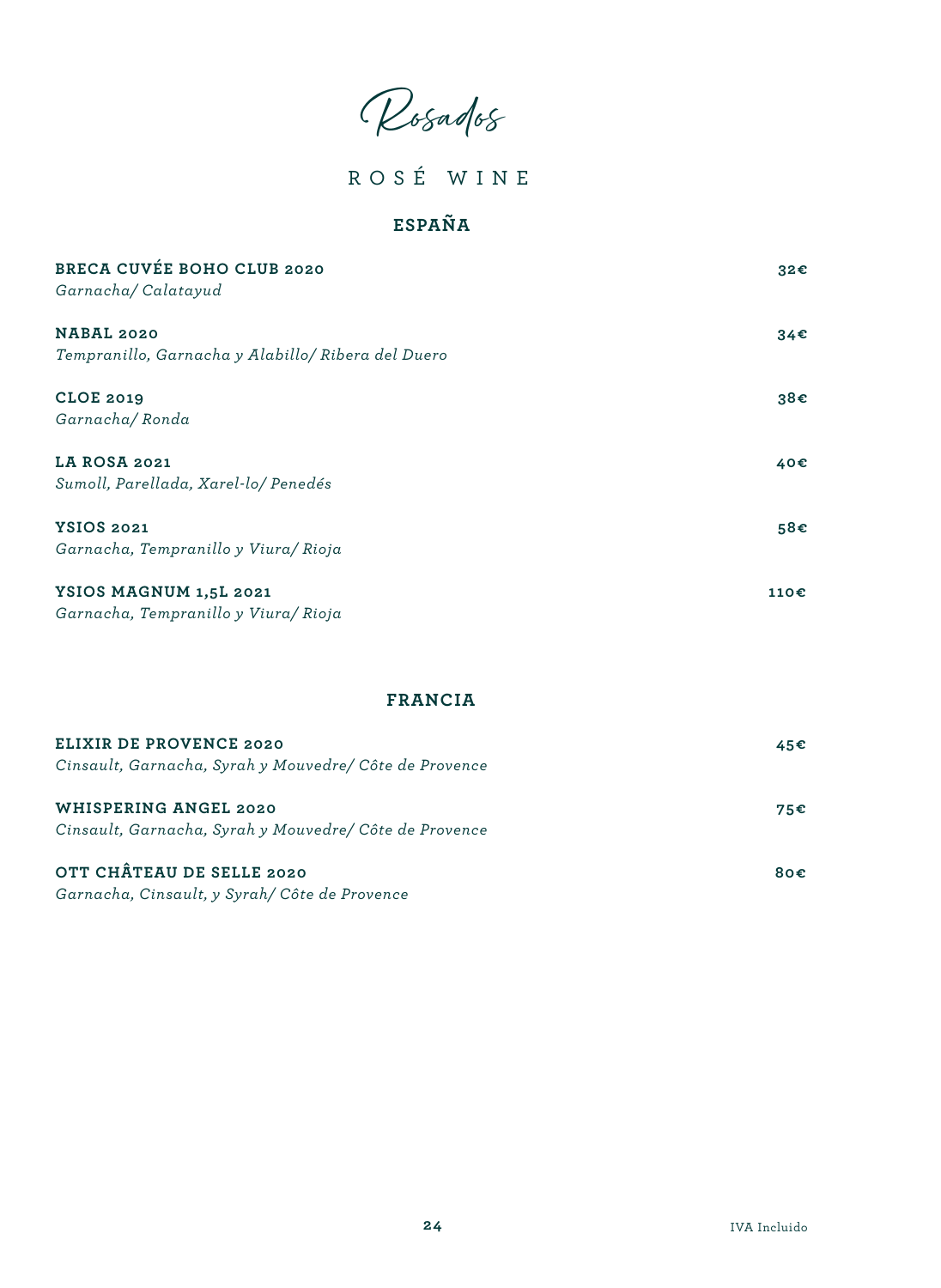# Rosados

## ROSÉ WINE

### ESPAÑA

**BRECA CUVÉE BOHO CLUB 2020** — **32€**
*Garnacha/ Calatayud*

**NABAL 2020** — **34€**
*Tempranillo, Garnacha y Alabillo/ Ribera del Duero*

**CLOE 2019** — **38€**
*Garnacha/ Ronda*

**LA ROSA 2021** — **40€**
*Sumoll, Parellada, Xarel-lo/ Penedés*

**YSIOS 2021** — **58€**
*Garnacha, Tempranillo y Viura/ Rioja*

**YSIOS MAGNUM 1,5L 2021** — **110€**
*Garnacha, Tempranillo y Viura/ Rioja*

### FRANCIA

**ELIXIR DE PROVENCE 2020** — **45€**
*Cinsault, Garnacha, Syrah y Mouvedre/ Côte de Provence*

**WHISPERING ANGEL 2020** — **75€**
*Cinsault, Garnacha, Syrah y Mouvedre/ Côte de Provence*

**OTT CHÂTEAU DE SELLE 2020** — **80€**
*Garnacha, Cinsault, y Syrah/ Côte de Provence*

IVA Incluido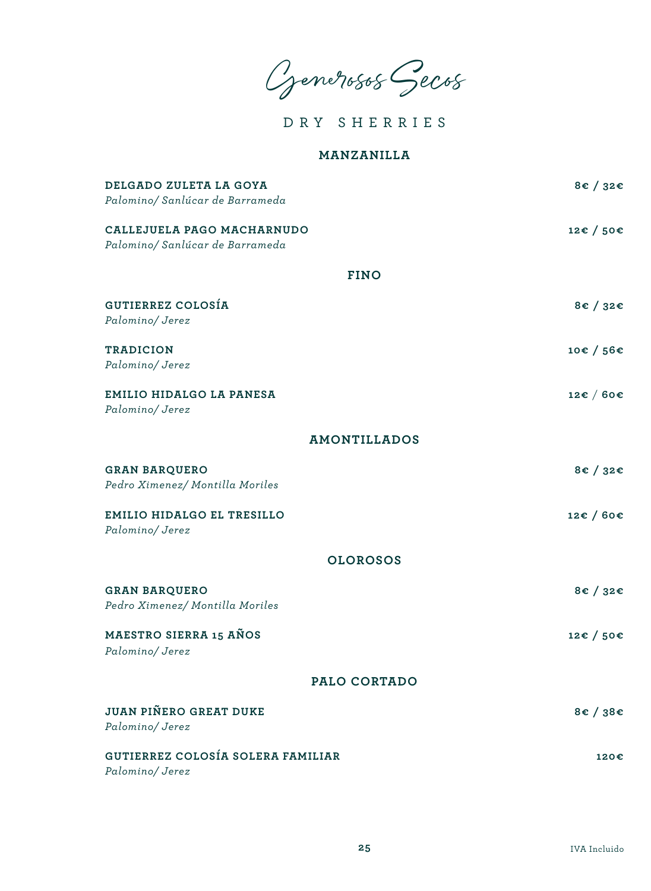# Generosos Secos

## DRY SHERRIES

### MANZANILLA

**DELGADO ZULETA LA GOYA** — **8€ / 32€**
*Palomino/ Sanlúcar de Barrameda*

**CALLEJUELA PAGO MACHARNUDO** — **12€ / 50€**
*Palomino/ Sanlúcar de Barrameda*

### FINO

**GUTIERREZ COLOSÍA** — **8€ / 32€**
*Palomino/ Jerez*

**TRADICION** — **10€ / 56€**
*Palomino/ Jerez*

**EMILIO HIDALGO LA PANESA** — **12€ / 60€**
*Palomino/ Jerez*

### AMONTILLADOS

**GRAN BARQUERO** — **8€ / 32€**
*Pedro Ximenez/ Montilla Moriles*

**EMILIO HIDALGO EL TRESILLO** — **12€ / 60€**
*Palomino/ Jerez*

### OLOROSOS

**GRAN BARQUERO** — **8€ / 32€**
*Pedro Ximenez/ Montilla Moriles*

**MAESTRO SIERRA 15 AÑOS** — **12€ / 50€**
*Palomino/ Jerez*

### PALO CORTADO

**JUAN PIÑERO GREAT DUKE** — **8€ / 38€**
*Palomino/ Jerez*

**GUTIERREZ COLOSÍA SOLERA FAMILIAR** — **120€**
*Palomino/ Jerez*

IVA Incluido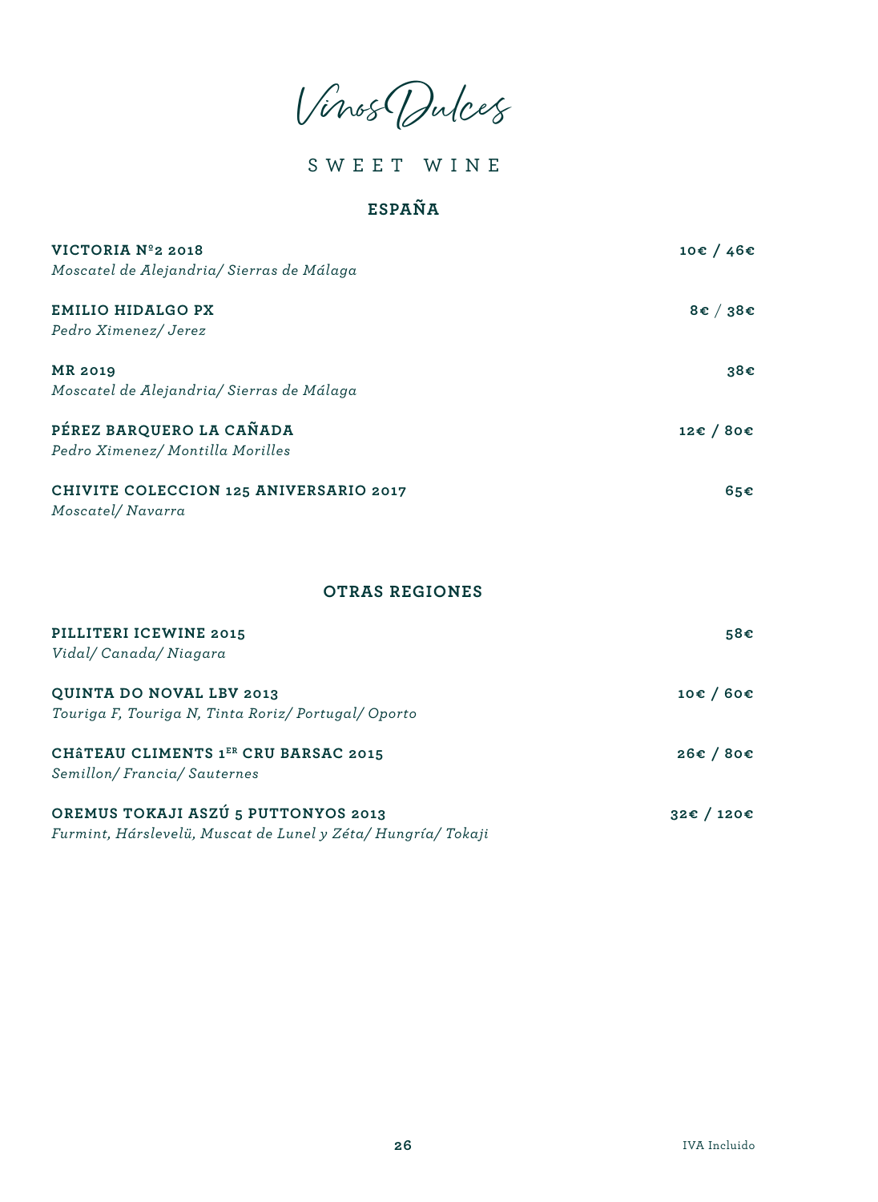# Vinos Dulces

## SWEET WINE

### ESPAÑA

**VICTORIA Nº2 2018** — **10€ / 46€**
*Moscatel de Alejandria/ Sierras de Málaga*

**EMILIO HIDALGO PX** — **8€ / 38€**
*Pedro Ximenez/ Jerez*

**MR 2019** — **38€**
*Moscatel de Alejandria/ Sierras de Málaga*

**PÉREZ BARQUERO LA CAÑADA** — **12€ / 80€**
*Pedro Ximenez/ Montilla Morilles*

**CHIVITE COLECCION 125 ANIVERSARIO 2017** — **65€**
*Moscatel/ Navarra*

### OTRAS REGIONES

**PILLITERI ICEWINE 2015** — **58€**
*Vidal/ Canada/ Niagara*

**QUINTA DO NOVAL LBV 2013** — **10€ / 60€**
*Touriga F, Touriga N, Tinta Roriz/ Portugal/ Oporto*

**CHâTEAU CLIMENTS 1ER CRU BARSAC 2015** — **26€ / 80€**
*Semillon/ Francia/ Sauternes*

**OREMUS TOKAJI ASZÚ 5 PUTTONYOS 2013** — **32€ / 120€**
*Furmint, Hárslevelü, Muscat de Lunel y Zéta/ Hungría/ Tokaji*

IVA Incluido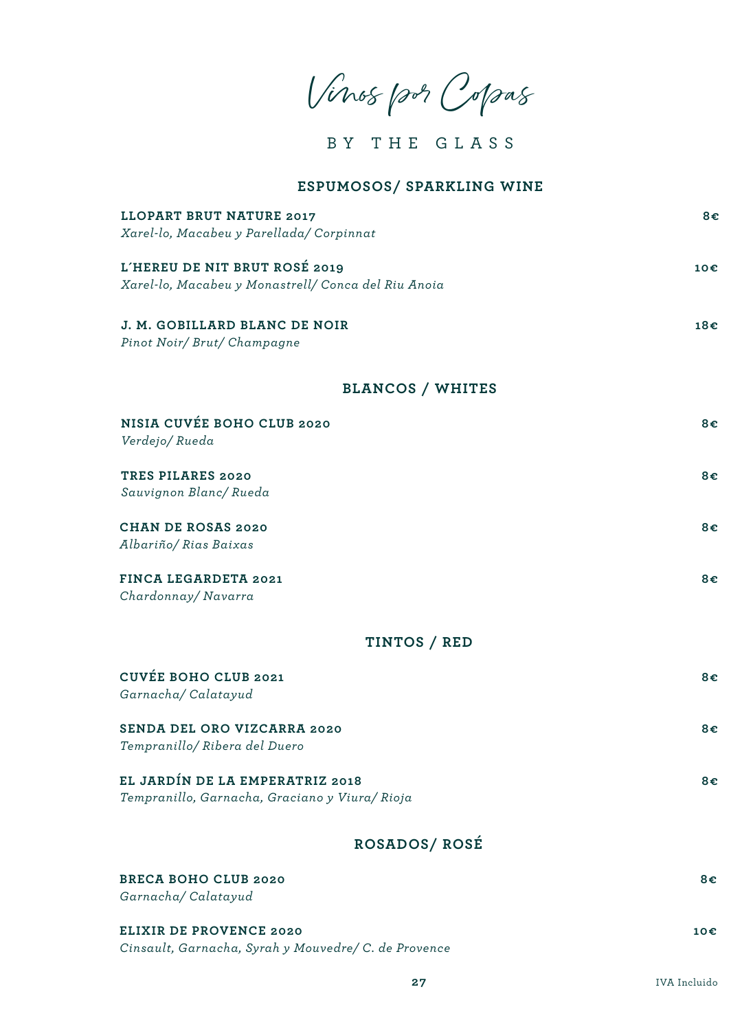# Vinos por Copas

## BY THE GLASS

### ESPUMOSOS/ SPARKLING WINE

**LLOPART BRUT NATURE 2017** — **8€**
*Xarel-lo, Macabeu y Parellada/ Corpinnat*

**L´HEREU DE NIT BRUT ROSÉ 2019** — **10€**
*Xarel-lo, Macabeu y Monastrell/ Conca del Riu Anoia*

**J. M. GOBILLARD BLANC DE NOIR** — **18€**
*Pinot Noir/ Brut/ Champagne*

### BLANCOS / WHITES

**NISIA CUVÉE BOHO CLUB 2020** — **8€**
*Verdejo/ Rueda*

**TRES PILARES 2020** — **8€**
*Sauvignon Blanc/ Rueda*

**CHAN DE ROSAS 2020** — **8€**
*Albariño/ Rias Baixas*

**FINCA LEGARDETA 2021** — **8€**
*Chardonnay/ Navarra*

### TINTOS / RED

**CUVÉE BOHO CLUB 2021** — **8€**
*Garnacha/ Calatayud*

**SENDA DEL ORO VIZCARRA 2020** — **8€**
*Tempranillo/ Ribera del Duero*

**EL JARDÍN DE LA EMPERATRIZ 2018** — **8€**
*Tempranillo, Garnacha, Graciano y Viura/ Rioja*

### ROSADOS/ ROSÉ

**BRECA BOHO CLUB 2020** — **8€**
*Garnacha/ Calatayud*

**ELIXIR DE PROVENCE 2020** — **10€**
*Cinsault, Garnacha, Syrah y Mouvedre/ C. de Provence*

IVA Incluido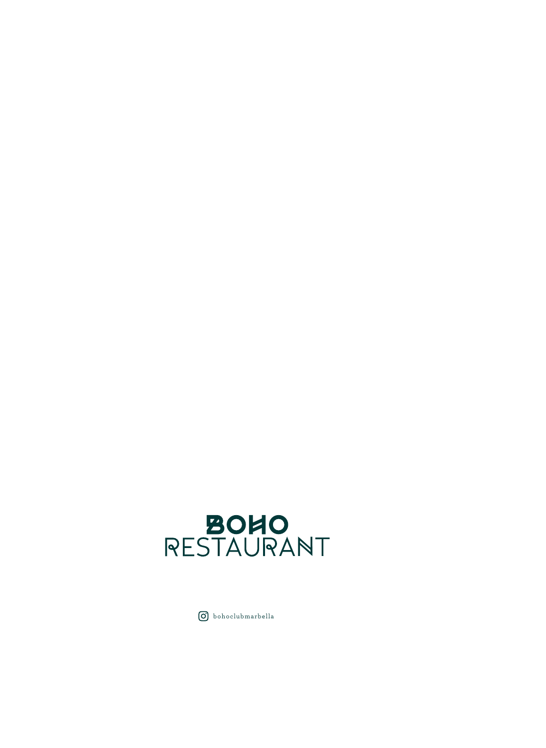BOHO RESTAURANT

bohoclubmarbella